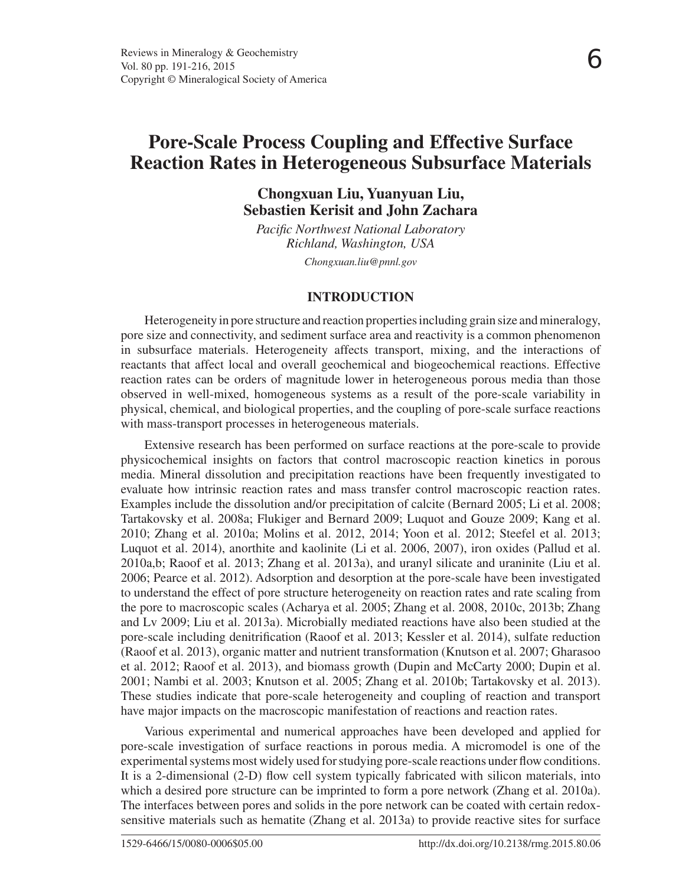# Pore-Scale Process Coupling and Effective Surface Reaction Rates in Heterogeneous Subsurface Materials

**Chongxuan Liu, Yuanyuan Liu, Sebastien Kerisit and John Zachara**

*Pacific Northwest National Laboratory*
*Richland, Washington, USA*

*Chongxuan.liu@pnnl.gov*

## INTRODUCTION

Heterogeneity in pore structure and reaction properties including grain size and mineralogy, pore size and connectivity, and sediment surface area and reactivity is a common phenomenon in subsurface materials. Heterogeneity affects transport, mixing, and the interactions of reactants that affect local and overall geochemical and biogeochemical reactions. Effective reaction rates can be orders of magnitude lower in heterogeneous porous media than those observed in well-mixed, homogeneous systems as a result of the pore-scale variability in physical, chemical, and biological properties, and the coupling of pore-scale surface reactions with mass-transport processes in heterogeneous materials.

Extensive research has been performed on surface reactions at the pore-scale to provide physicochemical insights on factors that control macroscopic reaction kinetics in porous media. Mineral dissolution and precipitation reactions have been frequently investigated to evaluate how intrinsic reaction rates and mass transfer control macroscopic reaction rates. Examples include the dissolution and/or precipitation of calcite (Bernard 2005; Li et al. 2008; Tartakovsky et al. 2008a; Flukiger and Bernard 2009; Luquot and Gouze 2009; Kang et al. 2010; Zhang et al. 2010a; Molins et al. 2012, 2014; Yoon et al. 2012; Steefel et al. 2013; Luquot et al. 2014), anorthite and kaolinite (Li et al. 2006, 2007), iron oxides (Pallud et al. 2010a,b; Raoof et al. 2013; Zhang et al. 2013a), and uranyl silicate and uraninite (Liu et al. 2006; Pearce et al. 2012). Adsorption and desorption at the pore-scale have been investigated to understand the effect of pore structure heterogeneity on reaction rates and rate scaling from the pore to macroscopic scales (Acharya et al. 2005; Zhang et al. 2008, 2010c, 2013b; Zhang and Lv 2009; Liu et al. 2013a). Microbially mediated reactions have also been studied at the pore-scale including denitrification (Raoof et al. 2013; Kessler et al. 2014), sulfate reduction (Raoof et al. 2013), organic matter and nutrient transformation (Knutson et al. 2007; Gharasoo et al. 2012; Raoof et al. 2013), and biomass growth (Dupin and McCarty 2000; Dupin et al. 2001; Nambi et al. 2003; Knutson et al. 2005; Zhang et al. 2010b; Tartakovsky et al. 2013). These studies indicate that pore-scale heterogeneity and coupling of reaction and transport have major impacts on the macroscopic manifestation of reactions and reaction rates.

Various experimental and numerical approaches have been developed and applied for pore-scale investigation of surface reactions in porous media. A micromodel is one of the experimental systems most widely used for studying pore-scale reactions under flow conditions. It is a 2-dimensional (2-D) flow cell system typically fabricated with silicon materials, into which a desired pore structure can be imprinted to form a pore network (Zhang et al. 2010a). The interfaces between pores and solids in the pore network can be coated with certain redox-sensitive materials such as hematite (Zhang et al. 2013a) to provide reactive sites for surface

1529-6466/15/0080-0006$05.00 http://dx.doi.org/10.2138/rmg.2015.80.06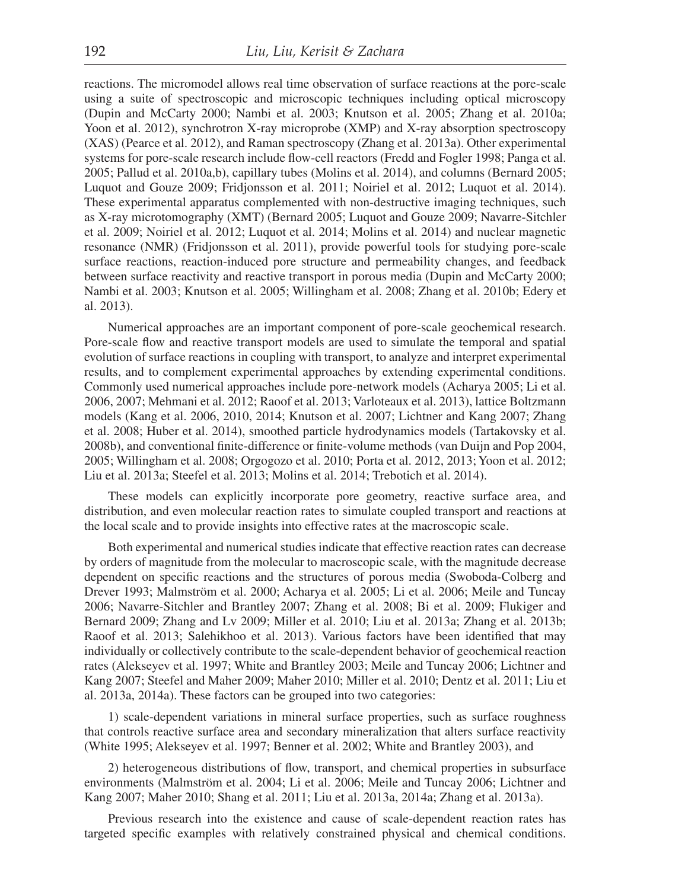reactions. The micromodel allows real time observation of surface reactions at the pore-scale using a suite of spectroscopic and microscopic techniques including optical microscopy (Dupin and McCarty 2000; Nambi et al. 2003; Knutson et al. 2005; Zhang et al. 2010a; Yoon et al. 2012), synchrotron X-ray microprobe (XMP) and X-ray absorption spectroscopy (XAS) (Pearce et al. 2012), and Raman spectroscopy (Zhang et al. 2013a). Other experimental systems for pore-scale research include flow-cell reactors (Fredd and Fogler 1998; Panga et al. 2005; Pallud et al. 2010a,b), capillary tubes (Molins et al. 2014), and columns (Bernard 2005; Luquot and Gouze 2009; Fridjonsson et al. 2011; Noiriel et al. 2012; Luquot et al. 2014). These experimental apparatus complemented with non-destructive imaging techniques, such as X-ray microtomography (XMT) (Bernard 2005; Luquot and Gouze 2009; Navarre-Sitchler et al. 2009; Noiriel et al. 2012; Luquot et al. 2014; Molins et al. 2014) and nuclear magnetic resonance (NMR) (Fridjonsson et al. 2011), provide powerful tools for studying pore-scale surface reactions, reaction-induced pore structure and permeability changes, and feedback between surface reactivity and reactive transport in porous media (Dupin and McCarty 2000; Nambi et al. 2003; Knutson et al. 2005; Willingham et al. 2008; Zhang et al. 2010b; Edery et al. 2013).

Numerical approaches are an important component of pore-scale geochemical research. Pore-scale flow and reactive transport models are used to simulate the temporal and spatial evolution of surface reactions in coupling with transport, to analyze and interpret experimental results, and to complement experimental approaches by extending experimental conditions. Commonly used numerical approaches include pore-network models (Acharya 2005; Li et al. 2006, 2007; Mehmani et al. 2012; Raoof et al. 2013; Varloteaux et al. 2013), lattice Boltzmann models (Kang et al. 2006, 2010, 2014; Knutson et al. 2007; Lichtner and Kang 2007; Zhang et al. 2008; Huber et al. 2014), smoothed particle hydrodynamics models (Tartakovsky et al. 2008b), and conventional finite-difference or finite-volume methods (van Duijn and Pop 2004, 2005; Willingham et al. 2008; Orgogozo et al. 2010; Porta et al. 2012, 2013; Yoon et al. 2012; Liu et al. 2013a; Steefel et al. 2013; Molins et al. 2014; Trebotich et al. 2014).

These models can explicitly incorporate pore geometry, reactive surface area, and distribution, and even molecular reaction rates to simulate coupled transport and reactions at the local scale and to provide insights into effective rates at the macroscopic scale.

Both experimental and numerical studies indicate that effective reaction rates can decrease by orders of magnitude from the molecular to macroscopic scale, with the magnitude decrease dependent on specific reactions and the structures of porous media (Swoboda-Colberg and Drever 1993; Malmström et al. 2000; Acharya et al. 2005; Li et al. 2006; Meile and Tuncay 2006; Navarre-Sitchler and Brantley 2007; Zhang et al. 2008; Bi et al. 2009; Flukiger and Bernard 2009; Zhang and Lv 2009; Miller et al. 2010; Liu et al. 2013a; Zhang et al. 2013b; Raoof et al. 2013; Salehikhoo et al. 2013). Various factors have been identified that may individually or collectively contribute to the scale-dependent behavior of geochemical reaction rates (Alekseyev et al. 1997; White and Brantley 2003; Meile and Tuncay 2006; Lichtner and Kang 2007; Steefel and Maher 2009; Maher 2010; Miller et al. 2010; Dentz et al. 2011; Liu et al. 2013a, 2014a). These factors can be grouped into two categories:

1) scale-dependent variations in mineral surface properties, such as surface roughness that controls reactive surface area and secondary mineralization that alters surface reactivity (White 1995; Alekseyev et al. 1997; Benner et al. 2002; White and Brantley 2003), and

2) heterogeneous distributions of flow, transport, and chemical properties in subsurface environments (Malmström et al. 2004; Li et al. 2006; Meile and Tuncay 2006; Lichtner and Kang 2007; Maher 2010; Shang et al. 2011; Liu et al. 2013a, 2014a; Zhang et al. 2013a).

Previous research into the existence and cause of scale-dependent reaction rates has targeted specific examples with relatively constrained physical and chemical conditions.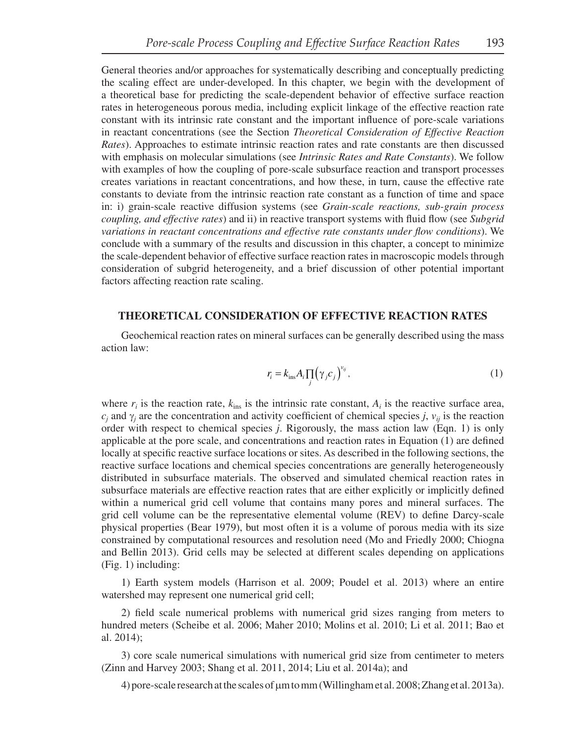General theories and/or approaches for systematically describing and conceptually predicting the scaling effect are under-developed. In this chapter, we begin with the development of a theoretical base for predicting the scale-dependent behavior of effective surface reaction rates in heterogeneous porous media, including explicit linkage of the effective reaction rate constant with its intrinsic rate constant and the important influence of pore-scale variations in reactant concentrations (see the Section *Theoretical Consideration of Effective Reaction Rates*). Approaches to estimate intrinsic reaction rates and rate constants are then discussed with emphasis on molecular simulations (see *Intrinsic Rates and Rate Constants*). We follow with examples of how the coupling of pore-scale subsurface reaction and transport processes creates variations in reactant concentrations, and how these, in turn, cause the effective rate constants to deviate from the intrinsic reaction rate constant as a function of time and space in: i) grain-scale reactive diffusion systems (see *Grain-scale reactions, sub-grain process coupling, and effective rates*) and ii) in reactive transport systems with fluid flow (see *Subgrid variations in reactant concentrations and effective rate constants under flow conditions*). We conclude with a summary of the results and discussion in this chapter, a concept to minimize the scale-dependent behavior of effective surface reaction rates in macroscopic models through consideration of subgrid heterogeneity, and a brief discussion of other potential important factors affecting reaction rate scaling.

## THEORETICAL CONSIDERATION OF EFFECTIVE REACTION RATES

Geochemical reaction rates on mineral surfaces can be generally described using the mass action law:

$$r_i = k_{\text{ins}} A_i \prod_j \left(\gamma_j c_j\right)^{v_{ij}}, \tag{1}$$

where $r_i$ is the reaction rate, $k_{\text{ins}}$ is the intrinsic rate constant, $A_i$ is the reactive surface area, $c_j$ and $\gamma_j$ are the concentration and activity coefficient of chemical species $j$, $v_{ij}$ is the reaction order with respect to chemical species $j$. Rigorously, the mass action law (Eqn. 1) is only applicable at the pore scale, and concentrations and reaction rates in Equation (1) are defined locally at specific reactive surface locations or sites. As described in the following sections, the reactive surface locations and chemical species concentrations are generally heterogeneously distributed in subsurface materials. The observed and simulated chemical reaction rates in subsurface materials are effective reaction rates that are either explicitly or implicitly defined within a numerical grid cell volume that contains many pores and mineral surfaces. The grid cell volume can be the representative elemental volume (REV) to define Darcy-scale physical properties (Bear 1979), but most often it is a volume of porous media with its size constrained by computational resources and resolution need (Mo and Friedly 2000; Chiogna and Bellin 2013). Grid cells may be selected at different scales depending on applications (Fig. 1) including:

1) Earth system models (Harrison et al. 2009; Poudel et al. 2013) where an entire watershed may represent one numerical grid cell;

2) field scale numerical problems with numerical grid sizes ranging from meters to hundred meters (Scheibe et al. 2006; Maher 2010; Molins et al. 2010; Li et al. 2011; Bao et al. 2014);

3) core scale numerical simulations with numerical grid size from centimeter to meters (Zinn and Harvey 2003; Shang et al. 2011, 2014; Liu et al. 2014a); and

4) pore-scale research at the scales of μm to mm (Willingham et al. 2008; Zhang et al. 2013a).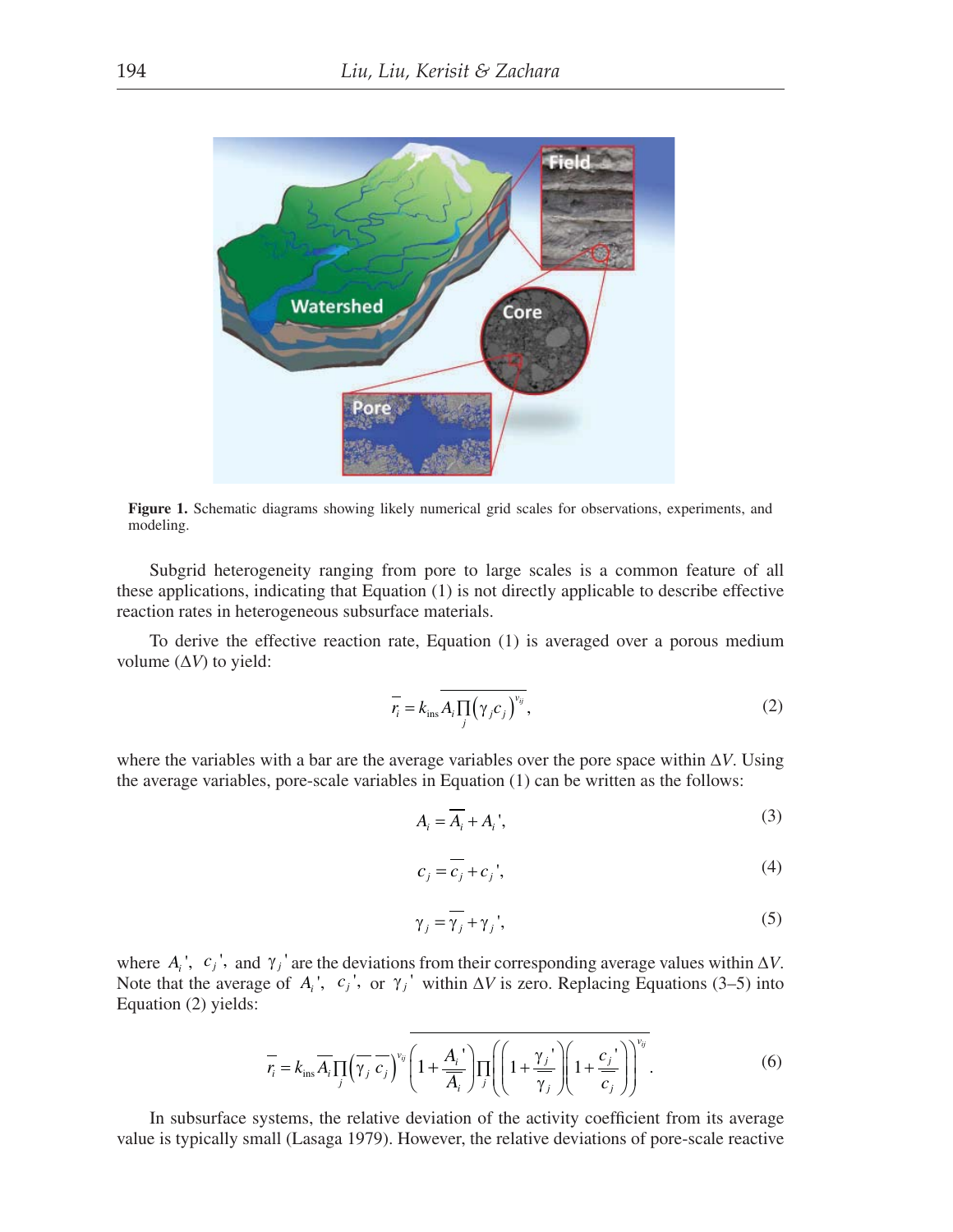**Figure 1.** Schematic diagrams showing likely numerical grid scales for observations, experiments, and modeling.

Subgrid heterogeneity ranging from pore to large scales is a common feature of all these applications, indicating that Equation (1) is not directly applicable to describe effective reaction rates in heterogeneous subsurface materials.

To derive the effective reaction rate, Equation (1) is averaged over a porous medium volume ($\Delta V$) to yield:

$$\overline{r_i} = k_{\text{ins}} \overline{A_i \prod_j \left(\gamma_j c_j\right)^{v_{ij}}}, \tag{2}$$

where the variables with a bar are the average variables over the pore space within $\Delta V$. Using the average variables, pore-scale variables in Equation (1) can be written as the follows:

$$A_i = \overline{A_i} + A_i', \tag{3}$$

$$c_j = \overline{c_j} + c_j', \tag{4}$$

$$\gamma_j = \overline{\gamma_j} + \gamma_j', \tag{5}$$

where $A_i'$, $c_j'$, and $\gamma_j'$ are the deviations from their corresponding average values within $\Delta V$. Note that the average of $A_i'$, $c_j'$, or $\gamma_j'$ within $\Delta V$ is zero. Replacing Equations (3–5) into Equation (2) yields:

$$\overline{r_i} = k_{\text{ins}} \overline{A_i} \prod_j \left(\overline{\gamma_j}\, \overline{c_j}\right)^{v_{ij}} \overline{\left(1 + \frac{A_i'}{\overline{A_i}}\right) \prod_j \left(\left(1 + \frac{\gamma_j'}{\overline{\gamma_j}}\right)\left(1 + \frac{c_j'}{\overline{c_j}}\right)\right)^{v_{ij}}}. \tag{6}$$

In subsurface systems, the relative deviation of the activity coefficient from its average value is typically small (Lasaga 1979). However, the relative deviations of pore-scale reactive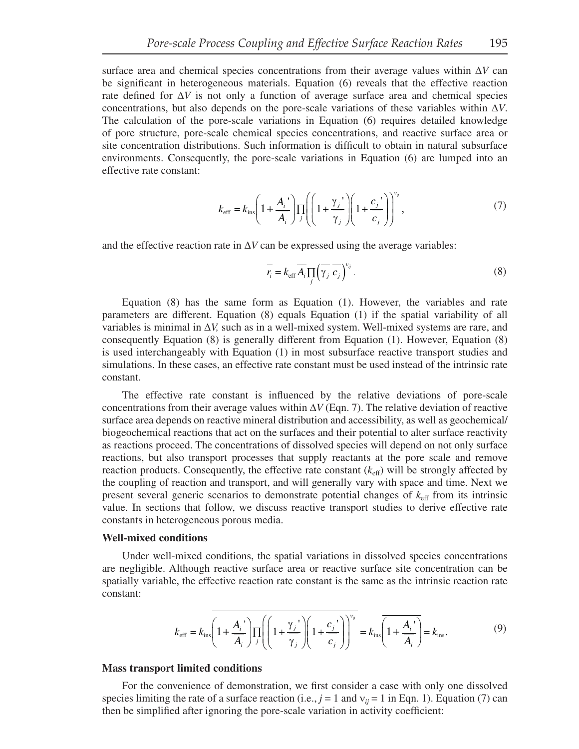surface area and chemical species concentrations from their average values within $\Delta V$ can be significant in heterogeneous materials. Equation (6) reveals that the effective reaction rate defined for $\Delta V$ is not only a function of average surface area and chemical species concentrations, but also depends on the pore-scale variations of these variables within $\Delta V$. The calculation of the pore-scale variations in Equation (6) requires detailed knowledge of pore structure, pore-scale chemical species concentrations, and reactive surface area or site concentration distributions. Such information is difficult to obtain in natural subsurface environments. Consequently, the pore-scale variations in Equation (6) are lumped into an effective rate constant:

$$k_{\text{eff}} = k_{\text{ins}} \overline{\left(1 + \frac{A_i{}'}{\overline{A_i}}\right) \prod_j \left(\left(1 + \frac{\gamma_j{}'}{\overline{\gamma_j}}\right)\left(1 + \frac{c_j{}'}{\overline{c_j}}\right)\right)^{v_{ij}}}, \tag{7}$$

and the effective reaction rate in $\Delta V$ can be expressed using the average variables:

$$\overline{r_i} = k_{\text{eff}} \overline{A_i} \prod_j \left(\overline{\gamma_j}\,\overline{c_j}\right)^{v_{ij}}. \tag{8}$$

Equation (8) has the same form as Equation (1). However, the variables and rate parameters are different. Equation (8) equals Equation (1) if the spatial variability of all variables is minimal in $\Delta V$, such as in a well-mixed system. Well-mixed systems are rare, and consequently Equation (8) is generally different from Equation (1). However, Equation (8) is used interchangeably with Equation (1) in most subsurface reactive transport studies and simulations. In these cases, an effective rate constant must be used instead of the intrinsic rate constant.

The effective rate constant is influenced by the relative deviations of pore-scale concentrations from their average values within $\Delta V$ (Eqn. 7). The relative deviation of reactive surface area depends on reactive mineral distribution and accessibility, as well as geochemical/biogeochemical reactions that act on the surfaces and their potential to alter surface reactivity as reactions proceed. The concentrations of dissolved species will depend on not only surface reactions, but also transport processes that supply reactants at the pore scale and remove reaction products. Consequently, the effective rate constant ($k_{\text{eff}}$) will be strongly affected by the coupling of reaction and transport, and will generally vary with space and time. Next we present several generic scenarios to demonstrate potential changes of $k_{\text{eff}}$ from its intrinsic value. In sections that follow, we discuss reactive transport studies to derive effective rate constants in heterogeneous porous media.

### Well-mixed conditions

Under well-mixed conditions, the spatial variations in dissolved species concentrations are negligible. Although reactive surface area or reactive surface site concentration can be spatially variable, the effective reaction rate constant is the same as the intrinsic reaction rate constant:

$$k_{\text{eff}} = k_{\text{ins}} \overline{\left(1 + \frac{A_i{}'}{\overline{A_i}}\right) \prod_j \left(\left(1 + \frac{\gamma_j{}'}{\overline{\gamma_j}}\right)\left(1 + \frac{c_j{}'}{\overline{c_j}}\right)\right)^{v_{ij}}} = k_{\text{ins}} \overline{\left(1 + \frac{A_i{}'}{\overline{A_i}}\right)} = k_{\text{ins}}. \tag{9}$$

### Mass transport limited conditions

For the convenience of demonstration, we first consider a case with only one dissolved species limiting the rate of a surface reaction (i.e., $j = 1$ and $v_{ij} = 1$ in Eqn. 1). Equation (7) can then be simplified after ignoring the pore-scale variation in activity coefficient: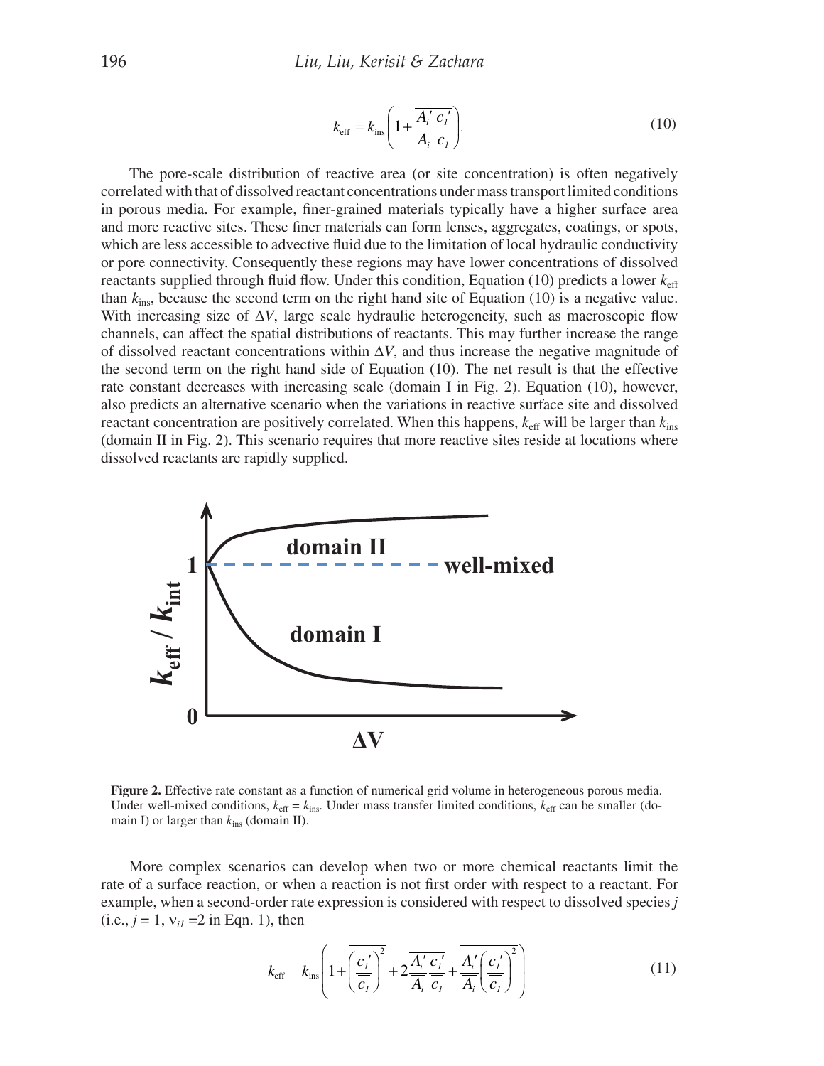$$k_{\text{eff}} = k_{\text{ins}}\left(1 + \frac{\overline{A_i' \, c_1'}}{\overline{A_i} \; \overline{c_1}}\right). \tag{10}$$

The pore-scale distribution of reactive area (or site concentration) is often negatively correlated with that of dissolved reactant concentrations under mass transport limited conditions in porous media. For example, finer-grained materials typically have a higher surface area and more reactive sites. These finer materials can form lenses, aggregates, coatings, or spots, which are less accessible to advective fluid due to the limitation of local hydraulic conductivity or pore connectivity. Consequently these regions may have lower concentrations of dissolved reactants supplied through fluid flow. Under this condition, Equation (10) predicts a lower $k_{\text{eff}}$ than $k_{\text{ins}}$, because the second term on the right hand site of Equation (10) is a negative value. With increasing size of $\Delta V$, large scale hydraulic heterogeneity, such as macroscopic flow channels, can affect the spatial distributions of reactants. This may further increase the range of dissolved reactant concentrations within $\Delta V$, and thus increase the negative magnitude of the second term on the right hand side of Equation (10). The net result is that the effective rate constant decreases with increasing scale (domain I in Fig. 2). Equation (10), however, also predicts an alternative scenario when the variations in reactive surface site and dissolved reactant concentration are positively correlated. When this happens, $k_{\text{eff}}$ will be larger than $k_{\text{ins}}$ (domain II in Fig. 2). This scenario requires that more reactive sites reside at locations where dissolved reactants are rapidly supplied.

**Figure 2.** Effective rate constant as a function of numerical grid volume in heterogeneous porous media. Under well-mixed conditions, $k_{\text{eff}} = k_{\text{ins}}$. Under mass transfer limited conditions, $k_{\text{eff}}$ can be smaller (domain I) or larger than $k_{\text{ins}}$ (domain II).

More complex scenarios can develop when two or more chemical reactants limit the rate of a surface reaction, or when a reaction is not first order with respect to a reactant. For example, when a second-order rate expression is considered with respect to dissolved species $j$ (i.e., $j = 1$, $\nu_{i1} = 2$ in Eqn. 1), then

$$k_{\text{eff}} \quad k_{\text{ins}}\left(1 + \overline{\left(\frac{c_1'}{\overline{c_1}}\right)^2} + 2\frac{\overline{A_i' \, c_1'}}{\overline{A_i} \; \overline{c_1}} + \overline{\frac{A_i'}{\overline{A_i}}\left(\frac{c_1'}{\overline{c_1}}\right)^2}\right) \tag{11}$$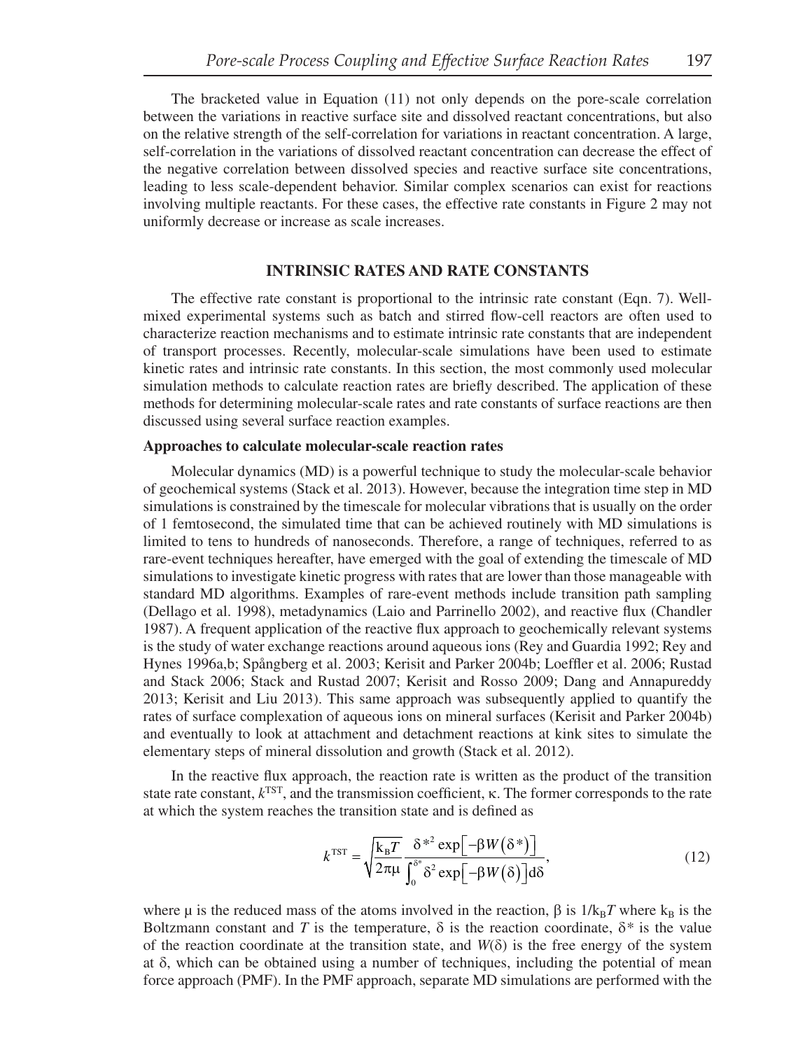The bracketed value in Equation (11) not only depends on the pore-scale correlation between the variations in reactive surface site and dissolved reactant concentrations, but also on the relative strength of the self-correlation for variations in reactant concentration. A large, self-correlation in the variations of dissolved reactant concentration can decrease the effect of the negative correlation between dissolved species and reactive surface site concentrations, leading to less scale-dependent behavior. Similar complex scenarios can exist for reactions involving multiple reactants. For these cases, the effective rate constants in Figure 2 may not uniformly decrease or increase as scale increases.

## INTRINSIC RATES AND RATE CONSTANTS

The effective rate constant is proportional to the intrinsic rate constant (Eqn. 7). Well-mixed experimental systems such as batch and stirred flow-cell reactors are often used to characterize reaction mechanisms and to estimate intrinsic rate constants that are independent of transport processes. Recently, molecular-scale simulations have been used to estimate kinetic rates and intrinsic rate constants. In this section, the most commonly used molecular simulation methods to calculate reaction rates are briefly described. The application of these methods for determining molecular-scale rates and rate constants of surface reactions are then discussed using several surface reaction examples.

### Approaches to calculate molecular-scale reaction rates

Molecular dynamics (MD) is a powerful technique to study the molecular-scale behavior of geochemical systems (Stack et al. 2013). However, because the integration time step in MD simulations is constrained by the timescale for molecular vibrations that is usually on the order of 1 femtosecond, the simulated time that can be achieved routinely with MD simulations is limited to tens to hundreds of nanoseconds. Therefore, a range of techniques, referred to as rare-event techniques hereafter, have emerged with the goal of extending the timescale of MD simulations to investigate kinetic progress with rates that are lower than those manageable with standard MD algorithms. Examples of rare-event methods include transition path sampling (Dellago et al. 1998), metadynamics (Laio and Parrinello 2002), and reactive flux (Chandler 1987). A frequent application of the reactive flux approach to geochemically relevant systems is the study of water exchange reactions around aqueous ions (Rey and Guardia 1992; Rey and Hynes 1996a,b; Spångberg et al. 2003; Kerisit and Parker 2004b; Loeffler et al. 2006; Rustad and Stack 2006; Stack and Rustad 2007; Kerisit and Rosso 2009; Dang and Annapureddy 2013; Kerisit and Liu 2013). This same approach was subsequently applied to quantify the rates of surface complexation of aqueous ions on mineral surfaces (Kerisit and Parker 2004b) and eventually to look at attachment and detachment reactions at kink sites to simulate the elementary steps of mineral dissolution and growth (Stack et al. 2012).

In the reactive flux approach, the reaction rate is written as the product of the transition state rate constant, $k^{\mathrm{TST}}$, and the transmission coefficient, $\kappa$. The former corresponds to the rate at which the system reaches the transition state and is defined as

$$k^{\mathrm{TST}} = \sqrt{\frac{\mathrm{k_B}T}{2\pi\mu}} \frac{\delta^{*2} \exp\left[-\beta W\left(\delta^*\right)\right]}{\int_0^{\delta^*} \delta^2 \exp\left[-\beta W\left(\delta\right)\right] \mathrm{d}\delta}, \tag{12}$$

where $\mu$ is the reduced mass of the atoms involved in the reaction, $\beta$ is $1/\mathrm{k_B}T$ where $\mathrm{k_B}$ is the Boltzmann constant and $T$ is the temperature, $\delta$ is the reaction coordinate, $\delta^*$ is the value of the reaction coordinate at the transition state, and $W(\delta)$ is the free energy of the system at $\delta$, which can be obtained using a number of techniques, including the potential of mean force approach (PMF). In the PMF approach, separate MD simulations are performed with the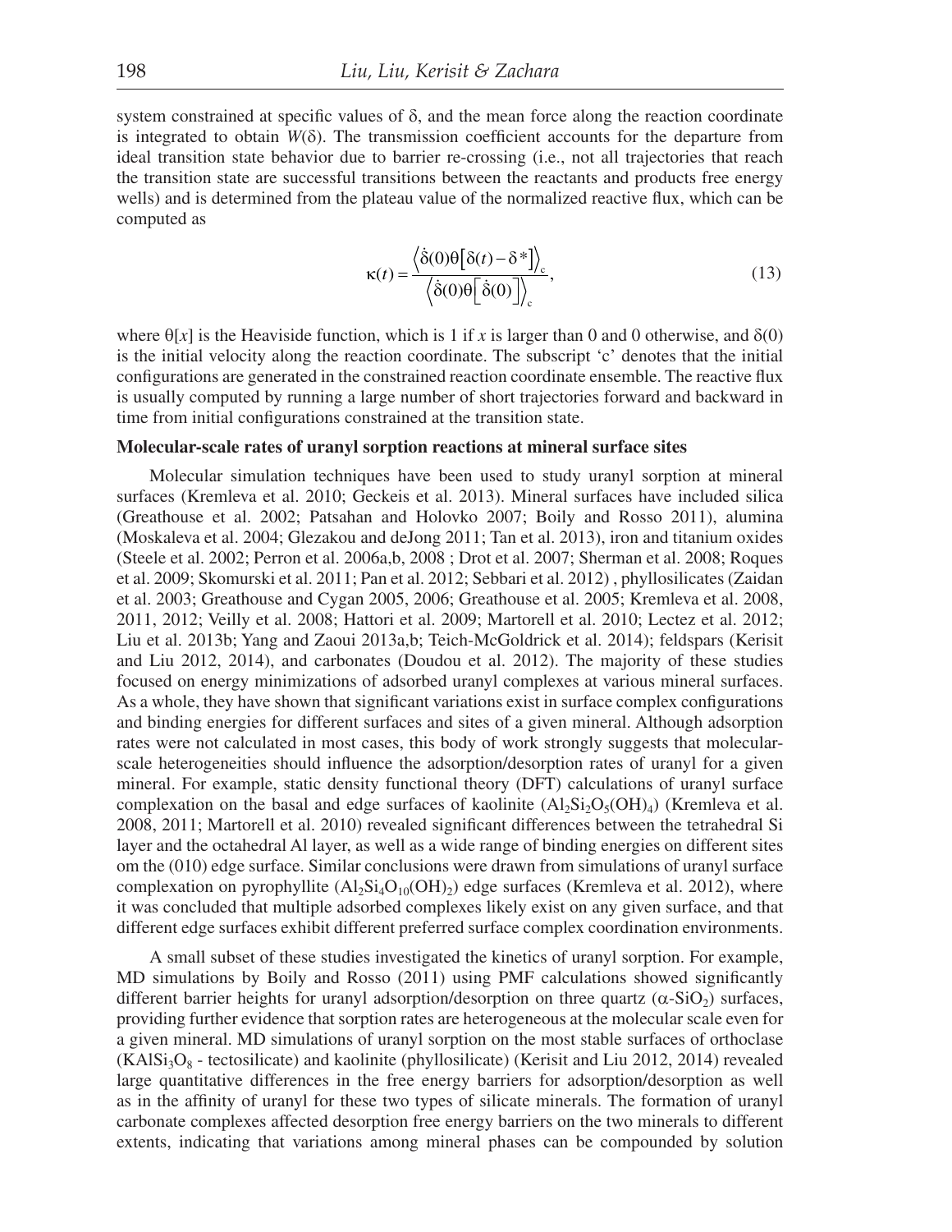system constrained at specific values of δ, and the mean force along the reaction coordinate is integrated to obtain $W(\delta)$. The transmission coefficient accounts for the departure from ideal transition state behavior due to barrier re-crossing (i.e., not all trajectories that reach the transition state are successful transitions between the reactants and products free energy wells) and is determined from the plateau value of the normalized reactive flux, which can be computed as

$$\kappa(t) = \frac{\left\langle \dot{\delta}(0)\theta\left[\delta(t) - \delta^*\right]\right\rangle_c}{\left\langle \dot{\delta}(0)\theta\left[\dot{\delta}(0)\right]\right\rangle_c}, \tag{13}$$

where $\theta[x]$ is the Heaviside function, which is 1 if $x$ is larger than 0 and 0 otherwise, and $\delta(0)$ is the initial velocity along the reaction coordinate. The subscript 'c' denotes that the initial configurations are generated in the constrained reaction coordinate ensemble. The reactive flux is usually computed by running a large number of short trajectories forward and backward in time from initial configurations constrained at the transition state.

### Molecular-scale rates of uranyl sorption reactions at mineral surface sites

Molecular simulation techniques have been used to study uranyl sorption at mineral surfaces (Kremleva et al. 2010; Geckeis et al. 2013). Mineral surfaces have included silica (Greathouse et al. 2002; Patsahan and Holovko 2007; Boily and Rosso 2011), alumina (Moskaleva et al. 2004; Glezakou and deJong 2011; Tan et al. 2013), iron and titanium oxides (Steele et al. 2002; Perron et al. 2006a,b, 2008 ; Drot et al. 2007; Sherman et al. 2008; Roques et al. 2009; Skomurski et al. 2011; Pan et al. 2012; Sebbari et al. 2012) , phyllosilicates (Zaidan et al. 2003; Greathouse and Cygan 2005, 2006; Greathouse et al. 2005; Kremleva et al. 2008, 2011, 2012; Veilly et al. 2008; Hattori et al. 2009; Martorell et al. 2010; Lectez et al. 2012; Liu et al. 2013b; Yang and Zaoui 2013a,b; Teich-McGoldrick et al. 2014); feldspars (Kerisit and Liu 2012, 2014), and carbonates (Doudou et al. 2012). The majority of these studies focused on energy minimizations of adsorbed uranyl complexes at various mineral surfaces. As a whole, they have shown that significant variations exist in surface complex configurations and binding energies for different surfaces and sites of a given mineral. Although adsorption rates were not calculated in most cases, this body of work strongly suggests that molecular-scale heterogeneities should influence the adsorption/desorption rates of uranyl for a given mineral. For example, static density functional theory (DFT) calculations of uranyl surface complexation on the basal and edge surfaces of kaolinite ($Al_2Si_2O_5(OH)_4$) (Kremleva et al. 2008, 2011; Martorell et al. 2010) revealed significant differences between the tetrahedral Si layer and the octahedral Al layer, as well as a wide range of binding energies on different sites om the (010) edge surface. Similar conclusions were drawn from simulations of uranyl surface complexation on pyrophyllite ($Al_2Si_4O_{10}(OH)_2$) edge surfaces (Kremleva et al. 2012), where it was concluded that multiple adsorbed complexes likely exist on any given surface, and that different edge surfaces exhibit different preferred surface complex coordination environments.

A small subset of these studies investigated the kinetics of uranyl sorption. For example, MD simulations by Boily and Rosso (2011) using PMF calculations showed significantly different barrier heights for uranyl adsorption/desorption on three quartz ($\alpha$-$SiO_2$) surfaces, providing further evidence that sorption rates are heterogeneous at the molecular scale even for a given mineral. MD simulations of uranyl sorption on the most stable surfaces of orthoclase ($KAlSi_3O_8$ - tectosilicate) and kaolinite (phyllosilicate) (Kerisit and Liu 2012, 2014) revealed large quantitative differences in the free energy barriers for adsorption/desorption as well as in the affinity of uranyl for these two types of silicate minerals. The formation of uranyl carbonate complexes affected desorption free energy barriers on the two minerals to different extents, indicating that variations among mineral phases can be compounded by solution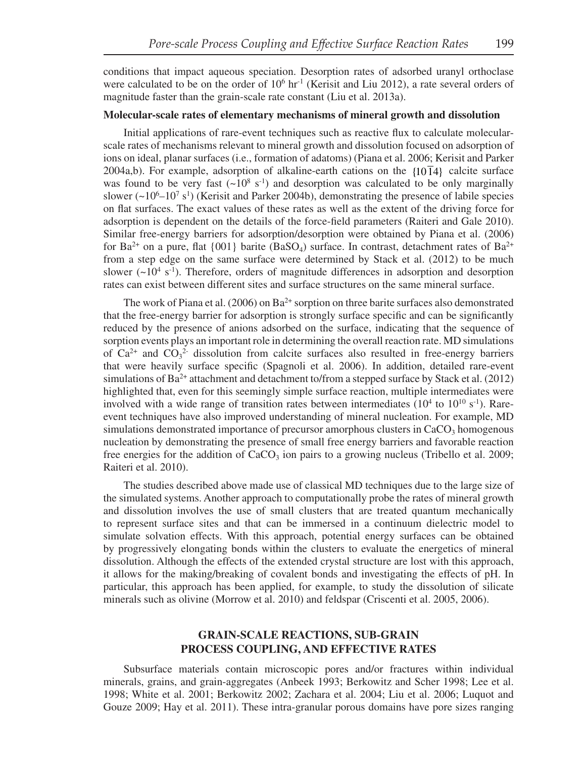conditions that impact aqueous speciation. Desorption rates of adsorbed uranyl orthoclase were calculated to be on the order of $10^6$ hr$^{-1}$ (Kerisit and Liu 2012), a rate several orders of magnitude faster than the grain-scale rate constant (Liu et al. 2013a).

### Molecular-scale rates of elementary mechanisms of mineral growth and dissolution

Initial applications of rare-event techniques such as reactive flux to calculate molecular-scale rates of mechanisms relevant to mineral growth and dissolution focused on adsorption of ions on ideal, planar surfaces (i.e., formation of adatoms) (Piana et al. 2006; Kerisit and Parker 2004a,b). For example, adsorption of alkaline-earth cations on the $\{10\bar{1}4\}$ calcite surface was found to be very fast (~$10^8$ s$^{-1}$) and desorption was calculated to be only marginally slower (~$10^6$–$10^7$ s$^1$) (Kerisit and Parker 2004b), demonstrating the presence of labile species on flat surfaces. The exact values of these rates as well as the extent of the driving force for adsorption is dependent on the details of the force-field parameters (Raiteri and Gale 2010). Similar free-energy barriers for adsorption/desorption were obtained by Piana et al. (2006) for $Ba^{2+}$ on a pure, flat {001} barite ($BaSO_4$) surface. In contrast, detachment rates of $Ba^{2+}$ from a step edge on the same surface were determined by Stack et al. (2012) to be much slower (~$10^4$ s$^{-1}$). Therefore, orders of magnitude differences in adsorption and desorption rates can exist between different sites and surface structures on the same mineral surface.

The work of Piana et al. (2006) on $Ba^{2+}$ sorption on three barite surfaces also demonstrated that the free-energy barrier for adsorption is strongly surface specific and can be significantly reduced by the presence of anions adsorbed on the surface, indicating that the sequence of sorption events plays an important role in determining the overall reaction rate. MD simulations of $Ca^{2+}$ and $CO_3^{2-}$ dissolution from calcite surfaces also resulted in free-energy barriers that were heavily surface specific (Spagnoli et al. 2006). In addition, detailed rare-event simulations of $Ba^{2+}$ attachment and detachment to/from a stepped surface by Stack et al. (2012) highlighted that, even for this seemingly simple surface reaction, multiple intermediates were involved with a wide range of transition rates between intermediates ($10^4$ to $10^{10}$ s$^{-1}$). Rare-event techniques have also improved understanding of mineral nucleation. For example, MD simulations demonstrated importance of precursor amorphous clusters in $CaCO_3$ homogenous nucleation by demonstrating the presence of small free energy barriers and favorable reaction free energies for the addition of $CaCO_3$ ion pairs to a growing nucleus (Tribello et al. 2009; Raiteri et al. 2010).

The studies described above made use of classical MD techniques due to the large size of the simulated systems. Another approach to computationally probe the rates of mineral growth and dissolution involves the use of small clusters that are treated quantum mechanically to represent surface sites and that can be immersed in a continuum dielectric model to simulate solvation effects. With this approach, potential energy surfaces can be obtained by progressively elongating bonds within the clusters to evaluate the energetics of mineral dissolution. Although the effects of the extended crystal structure are lost with this approach, it allows for the making/breaking of covalent bonds and investigating the effects of pH. In particular, this approach has been applied, for example, to study the dissolution of silicate minerals such as olivine (Morrow et al. 2010) and feldspar (Criscenti et al. 2005, 2006).

## GRAIN-SCALE REACTIONS, SUB-GRAIN PROCESS COUPLING, AND EFFECTIVE RATES

Subsurface materials contain microscopic pores and/or fractures within individual minerals, grains, and grain-aggregates (Anbeek 1993; Berkowitz and Scher 1998; Lee et al. 1998; White et al. 2001; Berkowitz 2002; Zachara et al. 2004; Liu et al. 2006; Luquot and Gouze 2009; Hay et al. 2011). These intra-granular porous domains have pore sizes ranging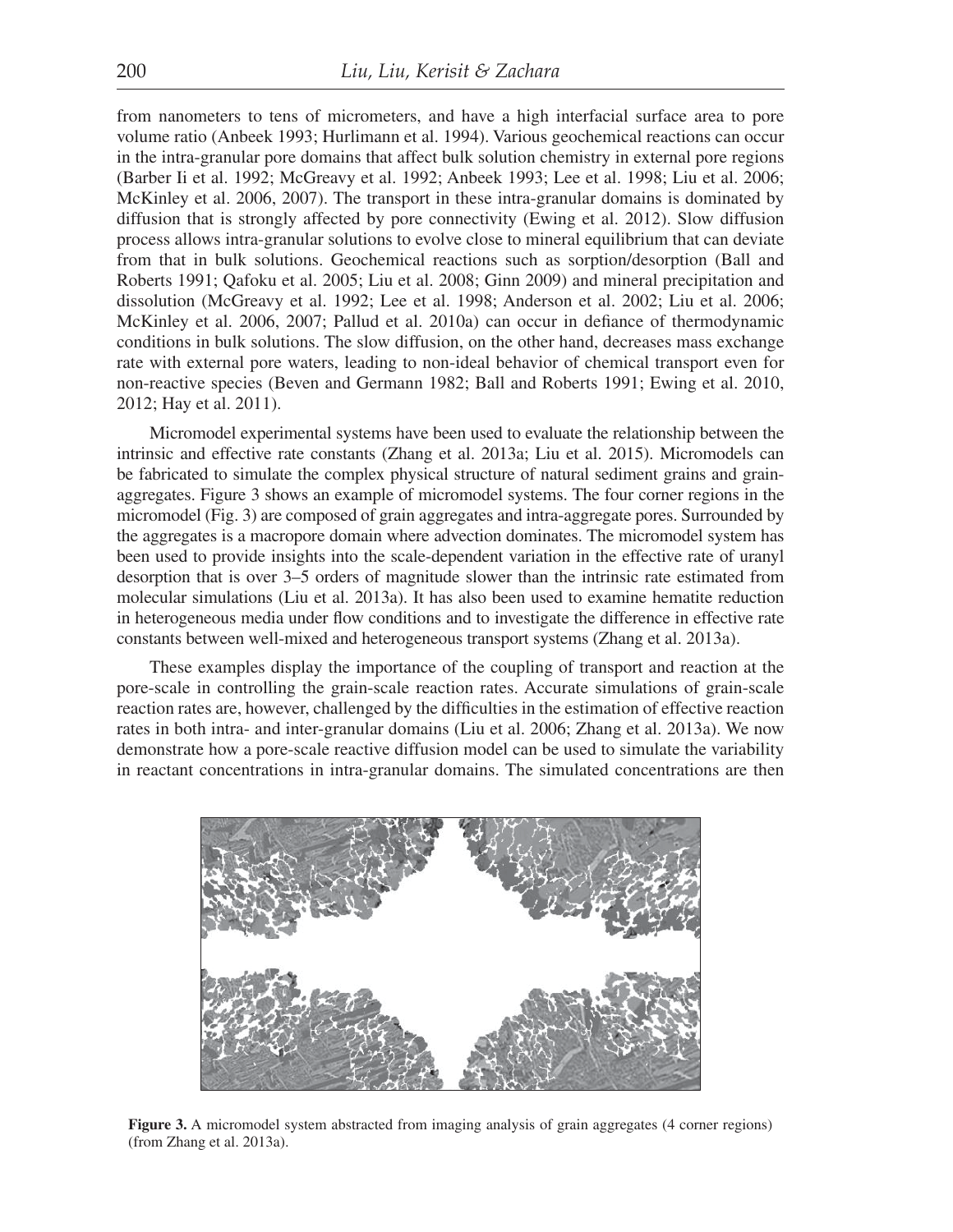from nanometers to tens of micrometers, and have a high interfacial surface area to pore volume ratio (Anbeek 1993; Hurlimann et al. 1994). Various geochemical reactions can occur in the intra-granular pore domains that affect bulk solution chemistry in external pore regions (Barber Ii et al. 1992; McGreavy et al. 1992; Anbeek 1993; Lee et al. 1998; Liu et al. 2006; McKinley et al. 2006, 2007). The transport in these intra-granular domains is dominated by diffusion that is strongly affected by pore connectivity (Ewing et al. 2012). Slow diffusion process allows intra-granular solutions to evolve close to mineral equilibrium that can deviate from that in bulk solutions. Geochemical reactions such as sorption/desorption (Ball and Roberts 1991; Qafoku et al. 2005; Liu et al. 2008; Ginn 2009) and mineral precipitation and dissolution (McGreavy et al. 1992; Lee et al. 1998; Anderson et al. 2002; Liu et al. 2006; McKinley et al. 2006, 2007; Pallud et al. 2010a) can occur in defiance of thermodynamic conditions in bulk solutions. The slow diffusion, on the other hand, decreases mass exchange rate with external pore waters, leading to non-ideal behavior of chemical transport even for non-reactive species (Beven and Germann 1982; Ball and Roberts 1991; Ewing et al. 2010, 2012; Hay et al. 2011).

Micromodel experimental systems have been used to evaluate the relationship between the intrinsic and effective rate constants (Zhang et al. 2013a; Liu et al. 2015). Micromodels can be fabricated to simulate the complex physical structure of natural sediment grains and grain-aggregates. Figure 3 shows an example of micromodel systems. The four corner regions in the micromodel (Fig. 3) are composed of grain aggregates and intra-aggregate pores. Surrounded by the aggregates is a macropore domain where advection dominates. The micromodel system has been used to provide insights into the scale-dependent variation in the effective rate of uranyl desorption that is over 3–5 orders of magnitude slower than the intrinsic rate estimated from molecular simulations (Liu et al. 2013a). It has also been used to examine hematite reduction in heterogeneous media under flow conditions and to investigate the difference in effective rate constants between well-mixed and heterogeneous transport systems (Zhang et al. 2013a).

These examples display the importance of the coupling of transport and reaction at the pore-scale in controlling the grain-scale reaction rates. Accurate simulations of grain-scale reaction rates are, however, challenged by the difficulties in the estimation of effective reaction rates in both intra- and inter-granular domains (Liu et al. 2006; Zhang et al. 2013a). We now demonstrate how a pore-scale reactive diffusion model can be used to simulate the variability in reactant concentrations in intra-granular domains. The simulated concentrations are then

**Figure 3.** A micromodel system abstracted from imaging analysis of grain aggregates (4 corner regions) (from Zhang et al. 2013a).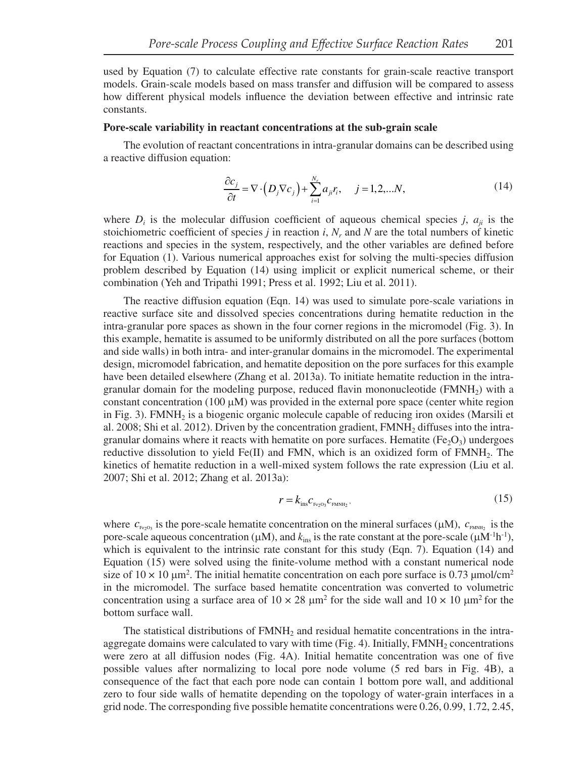used by Equation (7) to calculate effective rate constants for grain-scale reactive transport models. Grain-scale models based on mass transfer and diffusion will be compared to assess how different physical models influence the deviation between effective and intrinsic rate constants.

**Pore-scale variability in reactant concentrations at the sub-grain scale**

The evolution of reactant concentrations in intra-granular domains can be described using a reactive diffusion equation:

$$\frac{\partial c_j}{\partial t} = \nabla \cdot \left( D_j \nabla c_j \right) + \sum_{i=1}^{N_r} a_{ji} r_i, \quad j = 1,2,...N, \tag{14}$$

where $D_i$ is the molecular diffusion coefficient of aqueous chemical species $j$, $a_{ji}$ is the stoichiometric coefficient of species $j$ in reaction $i$, $N_r$ and $N$ are the total numbers of kinetic reactions and species in the system, respectively, and the other variables are defined before for Equation (1). Various numerical approaches exist for solving the multi-species diffusion problem described by Equation (14) using implicit or explicit numerical scheme, or their combination (Yeh and Tripathi 1991; Press et al. 1992; Liu et al. 2011).

The reactive diffusion equation (Eqn. 14) was used to simulate pore-scale variations in reactive surface site and dissolved species concentrations during hematite reduction in the intra-granular pore spaces as shown in the four corner regions in the micromodel (Fig. 3). In this example, hematite is assumed to be uniformly distributed on all the pore surfaces (bottom and side walls) in both intra- and inter-granular domains in the micromodel. The experimental design, micromodel fabrication, and hematite deposition on the pore surfaces for this example have been detailed elsewhere (Zhang et al. 2013a). To initiate hematite reduction in the intra-granular domain for the modeling purpose, reduced flavin mononucleotide ($FMNH_2$) with a constant concentration (100 μM) was provided in the external pore space (center white region in Fig. 3). $FMNH_2$ is a biogenic organic molecule capable of reducing iron oxides (Marsili et al. 2008; Shi et al. 2012). Driven by the concentration gradient, $FMNH_2$ diffuses into the intra-granular domains where it reacts with hematite on pore surfaces. Hematite ($Fe_2O_3$) undergoes reductive dissolution to yield Fe(II) and FMN, which is an oxidized form of $FMNH_2$. The kinetics of hematite reduction in a well-mixed system follows the rate expression (Liu et al. 2007; Shi et al. 2012; Zhang et al. 2013a):

$$r = k_{\text{ins}} c_{\text{Fe}_2\text{O}_3} c_{\text{FMNH}_2}, \tag{15}$$

where $c_{\text{Fe}_2\text{O}_3}$ is the pore-scale hematite concentration on the mineral surfaces (μM), $c_{\text{FMNH}_2}$ is the pore-scale aqueous concentration (μM), and $k_{\text{ins}}$ is the rate constant at the pore-scale ($\mu M^{-1}h^{-1}$), which is equivalent to the intrinsic rate constant for this study (Eqn. 7). Equation (14) and Equation (15) were solved using the finite-volume method with a constant numerical node size of $10 \times 10$ μm$^2$. The initial hematite concentration on each pore surface is 0.73 μmol/cm$^2$ in the micromodel. The surface based hematite concentration was converted to volumetric concentration using a surface area of $10 \times 28$ μm$^2$ for the side wall and $10 \times 10$ μm$^2$ for the bottom surface wall.

The statistical distributions of $FMNH_2$ and residual hematite concentrations in the intra-aggregate domains were calculated to vary with time (Fig. 4). Initially, $FMNH_2$ concentrations were zero at all diffusion nodes (Fig. 4A). Initial hematite concentration was one of five possible values after normalizing to local pore node volume (5 red bars in Fig. 4B), a consequence of the fact that each pore node can contain 1 bottom pore wall, and additional zero to four side walls of hematite depending on the topology of water-grain interfaces in a grid node. The corresponding five possible hematite concentrations were 0.26, 0.99, 1.72, 2.45,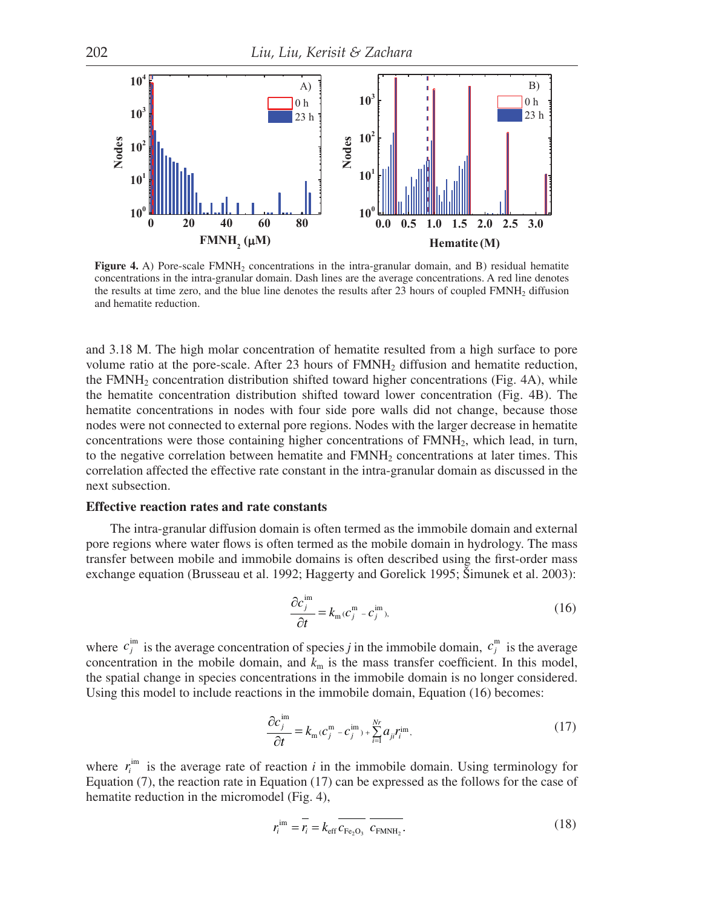**Figure 4.** A) Pore-scale $FMNH_2$ concentrations in the intra-granular domain, and B) residual hematite concentrations in the intra-granular domain. Dash lines are the average concentrations. A red line denotes the results at time zero, and the blue line denotes the results after 23 hours of coupled $FMNH_2$ diffusion and hematite reduction.

and 3.18 M. The high molar concentration of hematite resulted from a high surface to pore volume ratio at the pore-scale. After 23 hours of $FMNH_2$ diffusion and hematite reduction, the $FMNH_2$ concentration distribution shifted toward higher concentrations (Fig. 4A), while the hematite concentration distribution shifted toward lower concentration (Fig. 4B). The hematite concentrations in nodes with four side pore walls did not change, because those nodes were not connected to external pore regions. Nodes with the larger decrease in hematite concentrations were those containing higher concentrations of $FMNH_2$, which lead, in turn, to the negative correlation between hematite and $FMNH_2$ concentrations at later times. This correlation affected the effective rate constant in the intra-granular domain as discussed in the next subsection.

### Effective reaction rates and rate constants

The intra-granular diffusion domain is often termed as the immobile domain and external pore regions where water flows is often termed as the mobile domain in hydrology. The mass transfer between mobile and immobile domains is often described using the first-order mass exchange equation (Brusseau et al. 1992; Haggerty and Gorelick 1995; Šimunek et al. 2003):

$$\frac{\partial c_j^{\text{im}}}{\partial t} = k_{\text{m}}(c_j^{\text{m}} - c_j^{\text{im}}), \tag{16}$$

where $c_j^{\text{im}}$ is the average concentration of species *j* in the immobile domain, $c_j^{\text{m}}$ is the average concentration in the mobile domain, and $k_{\text{m}}$ is the mass transfer coefficient. In this model, the spatial change in species concentrations in the immobile domain is no longer considered. Using this model to include reactions in the immobile domain, Equation (16) becomes:

$$\frac{\partial c_j^{\text{im}}}{\partial t} = k_{\text{m}}(c_j^{\text{m}} - c_j^{\text{im}}) + \sum_{i=1}^{Nr} a_{ji} r_i^{\text{im}}, \tag{17}$$

where $r_i^{\text{im}}$ is the average rate of reaction *i* in the immobile domain. Using terminology for Equation (7), the reaction rate in Equation (17) can be expressed as the follows for the case of hematite reduction in the micromodel (Fig. 4),

$$r_i^{\text{im}} = \overline{r_i} = k_{\text{eff}}\,\overline{c_{\text{Fe}_2\text{O}_3}}\;\overline{c_{\text{FMNH}_2}}. \tag{18}$$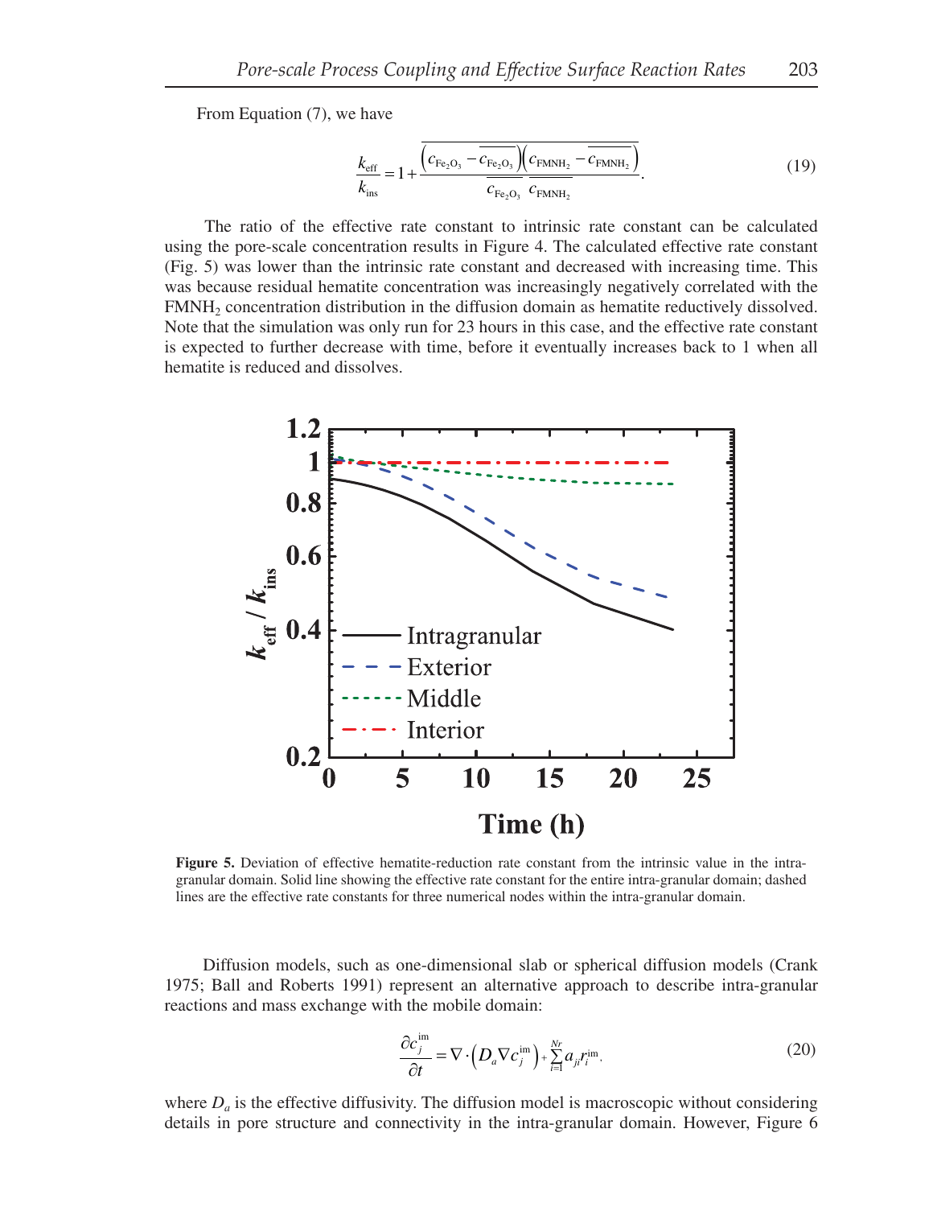From Equation (7), we have

$$\frac{k_{\text{eff}}}{k_{\text{ins}}} = 1 + \frac{\overline{\left(c_{\text{Fe}_2\text{O}_3} - \overline{c_{\text{Fe}_2\text{O}_3}}\right)\left(c_{\text{FMNH}_2} - \overline{c_{\text{FMNH}_2}}\right)}}{\overline{c_{\text{Fe}_2\text{O}_3}}\;\overline{c_{\text{FMNH}_2}}}. \tag{19}$$

The ratio of the effective rate constant to intrinsic rate constant can be calculated using the pore-scale concentration results in Figure 4. The calculated effective rate constant (Fig. 5) was lower than the intrinsic rate constant and decreased with increasing time. This was because residual hematite concentration was increasingly negatively correlated with the $FMNH_2$ concentration distribution in the diffusion domain as hematite reductively dissolved. Note that the simulation was only run for 23 hours in this case, and the effective rate constant is expected to further decrease with time, before it eventually increases back to 1 when all hematite is reduced and dissolves.

**Figure 5.** Deviation of effective hematite-reduction rate constant from the intrinsic value in the intra-granular domain. Solid line showing the effective rate constant for the entire intra-granular domain; dashed lines are the effective rate constants for three numerical nodes within the intra-granular domain.

Diffusion models, such as one-dimensional slab or spherical diffusion models (Crank 1975; Ball and Roberts 1991) represent an alternative approach to describe intra-granular reactions and mass exchange with the mobile domain:

$$\frac{\partial c_j^{\text{im}}}{\partial t} = \nabla \cdot \left(D_a \nabla c_j^{\text{im}}\right) + \sum_{i=1}^{Nr} a_{ji} r_i^{\text{im}}, \tag{20}$$

where $D_a$ is the effective diffusivity. The diffusion model is macroscopic without considering details in pore structure and connectivity in the intra-granular domain. However, Figure 6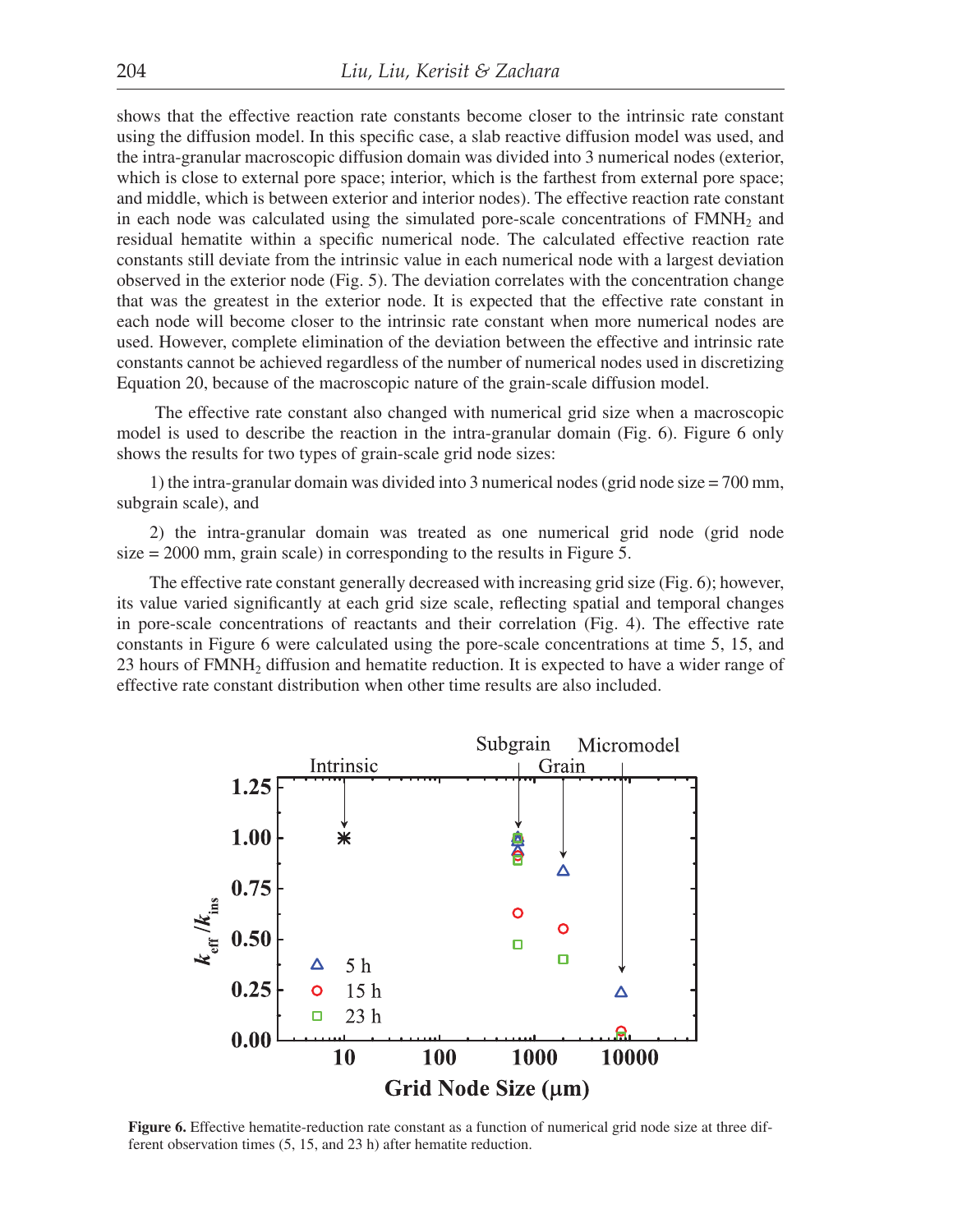shows that the effective reaction rate constants become closer to the intrinsic rate constant using the diffusion model. In this specific case, a slab reactive diffusion model was used, and the intra-granular macroscopic diffusion domain was divided into 3 numerical nodes (exterior, which is close to external pore space; interior, which is the farthest from external pore space; and middle, which is between exterior and interior nodes). The effective reaction rate constant in each node was calculated using the simulated pore-scale concentrations of $FMNH_2$ and residual hematite within a specific numerical node. The calculated effective reaction rate constants still deviate from the intrinsic value in each numerical node with a largest deviation observed in the exterior node (Fig. 5). The deviation correlates with the concentration change that was the greatest in the exterior node. It is expected that the effective rate constant in each node will become closer to the intrinsic rate constant when more numerical nodes are used. However, complete elimination of the deviation between the effective and intrinsic rate constants cannot be achieved regardless of the number of numerical nodes used in discretizing Equation 20, because of the macroscopic nature of the grain-scale diffusion model.

The effective rate constant also changed with numerical grid size when a macroscopic model is used to describe the reaction in the intra-granular domain (Fig. 6). Figure 6 only shows the results for two types of grain-scale grid node sizes:

1) the intra-granular domain was divided into 3 numerical nodes (grid node size = 700 mm, subgrain scale), and

2) the intra-granular domain was treated as one numerical grid node (grid node size = 2000 mm, grain scale) in corresponding to the results in Figure 5.

The effective rate constant generally decreased with increasing grid size (Fig. 6); however, its value varied significantly at each grid size scale, reflecting spatial and temporal changes in pore-scale concentrations of reactants and their correlation (Fig. 4). The effective rate constants in Figure 6 were calculated using the pore-scale concentrations at time 5, 15, and 23 hours of $FMNH_2$ diffusion and hematite reduction. It is expected to have a wider range of effective rate constant distribution when other time results are also included.

**Figure 6.** Effective hematite-reduction rate constant as a function of numerical grid node size at three different observation times (5, 15, and 23 h) after hematite reduction.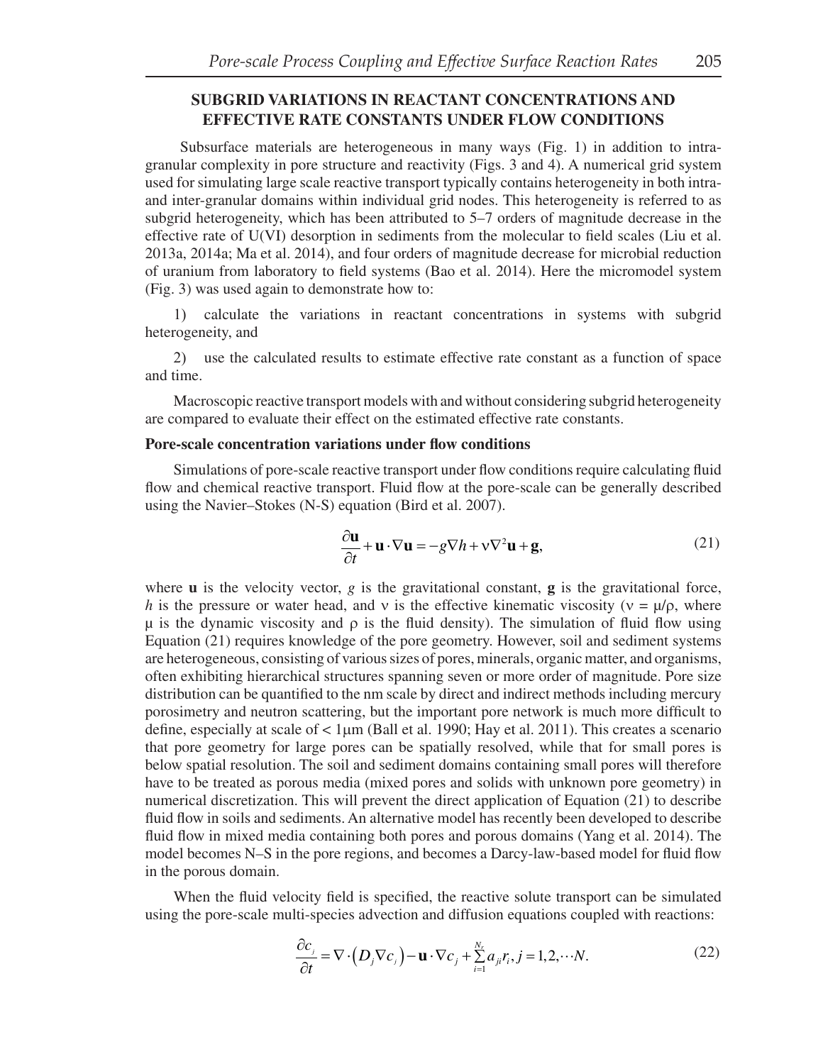## SUBGRID VARIATIONS IN REACTANT CONCENTRATIONS AND EFFECTIVE RATE CONSTANTS UNDER FLOW CONDITIONS

Subsurface materials are heterogeneous in many ways (Fig. 1) in addition to intra-granular complexity in pore structure and reactivity (Figs. 3 and 4). A numerical grid system used for simulating large scale reactive transport typically contains heterogeneity in both intra- and inter-granular domains within individual grid nodes. This heterogeneity is referred to as subgrid heterogeneity, which has been attributed to 5–7 orders of magnitude decrease in the effective rate of U(VI) desorption in sediments from the molecular to field scales (Liu et al. 2013a, 2014a; Ma et al. 2014), and four orders of magnitude decrease for microbial reduction of uranium from laboratory to field systems (Bao et al. 2014). Here the micromodel system (Fig. 3) was used again to demonstrate how to:

1) calculate the variations in reactant concentrations in systems with subgrid heterogeneity, and

2) use the calculated results to estimate effective rate constant as a function of space and time.

Macroscopic reactive transport models with and without considering subgrid heterogeneity are compared to evaluate their effect on the estimated effective rate constants.

### Pore-scale concentration variations under flow conditions

Simulations of pore-scale reactive transport under flow conditions require calculating fluid flow and chemical reactive transport. Fluid flow at the pore-scale can be generally described using the Navier–Stokes (N-S) equation (Bird et al. 2007).

$$\frac{\partial \mathbf{u}}{\partial t} + \mathbf{u} \cdot \nabla \mathbf{u} = -g\nabla h + \nu \nabla^2 \mathbf{u} + \mathbf{g}, \tag{21}$$

where $\mathbf{u}$ is the velocity vector, $g$ is the gravitational constant, $\mathbf{g}$ is the gravitational force, $h$ is the pressure or water head, and $\nu$ is the effective kinematic viscosity ($\nu = \mu/\rho$, where $\mu$ is the dynamic viscosity and $\rho$ is the fluid density). The simulation of fluid flow using Equation (21) requires knowledge of the pore geometry. However, soil and sediment systems are heterogeneous, consisting of various sizes of pores, minerals, organic matter, and organisms, often exhibiting hierarchical structures spanning seven or more order of magnitude. Pore size distribution can be quantified to the nm scale by direct and indirect methods including mercury porosimetry and neutron scattering, but the important pore network is much more difficult to define, especially at scale of < 1μm (Ball et al. 1990; Hay et al. 2011). This creates a scenario that pore geometry for large pores can be spatially resolved, while that for small pores is below spatial resolution. The soil and sediment domains containing small pores will therefore have to be treated as porous media (mixed pores and solids with unknown pore geometry) in numerical discretization. This will prevent the direct application of Equation (21) to describe fluid flow in soils and sediments. An alternative model has recently been developed to describe fluid flow in mixed media containing both pores and porous domains (Yang et al. 2014). The model becomes N–S in the pore regions, and becomes a Darcy-law-based model for fluid flow in the porous domain.

When the fluid velocity field is specified, the reactive solute transport can be simulated using the pore-scale multi-species advection and diffusion equations coupled with reactions:

$$\frac{\partial c_j}{\partial t} = \nabla \cdot \left(D_j \nabla c_j\right) - \mathbf{u} \cdot \nabla c_j + \sum_{i=1}^{N_r} a_{ji} r_i, j = 1, 2, \cdots N. \tag{22}$$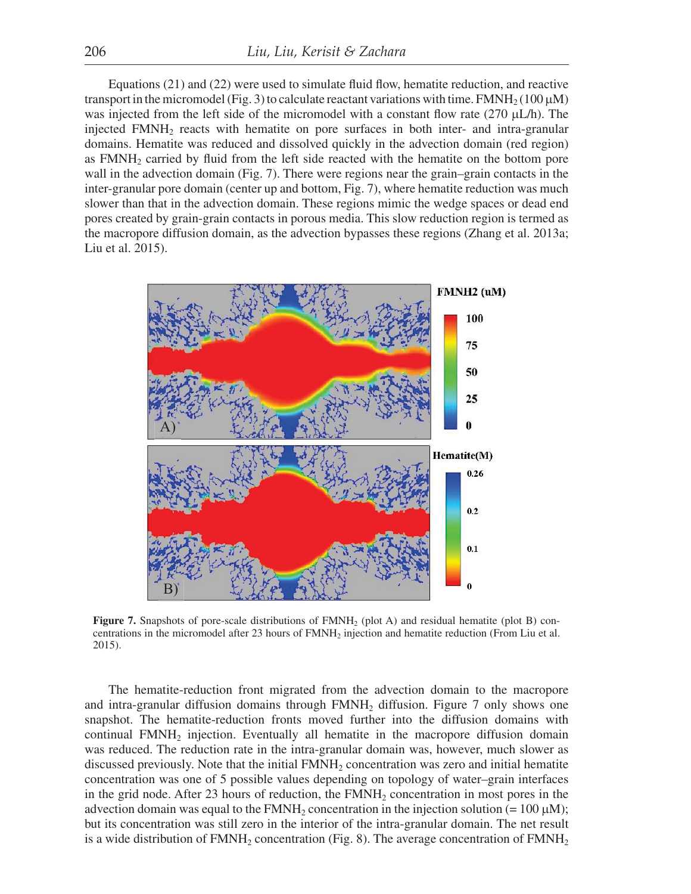Equations (21) and (22) were used to simulate fluid flow, hematite reduction, and reactive transport in the micromodel (Fig. 3) to calculate reactant variations with time. $FMNH_2$ (100 μM) was injected from the left side of the micromodel with a constant flow rate (270 μL/h). The injected $FMNH_2$ reacts with hematite on pore surfaces in both inter- and intra-granular domains. Hematite was reduced and dissolved quickly in the advection domain (red region) as $FMNH_2$ carried by fluid from the left side reacted with the hematite on the bottom pore wall in the advection domain (Fig. 7). There were regions near the grain–grain contacts in the inter-granular pore domain (center up and bottom, Fig. 7), where hematite reduction was much slower than that in the advection domain. These regions mimic the wedge spaces or dead end pores created by grain-grain contacts in porous media. This slow reduction region is termed as the macropore diffusion domain, as the advection bypasses these regions (Zhang et al. 2013a; Liu et al. 2015).

**Figure 7.** Snapshots of pore-scale distributions of $FMNH_2$ (plot A) and residual hematite (plot B) concentrations in the micromodel after 23 hours of $FMNH_2$ injection and hematite reduction (From Liu et al. 2015).

The hematite-reduction front migrated from the advection domain to the macropore and intra-granular diffusion domains through $FMNH_2$ diffusion. Figure 7 only shows one snapshot. The hematite-reduction fronts moved further into the diffusion domains with continual $FMNH_2$ injection. Eventually all hematite in the macropore diffusion domain was reduced. The reduction rate in the intra-granular domain was, however, much slower as discussed previously. Note that the initial $FMNH_2$ concentration was zero and initial hematite concentration was one of 5 possible values depending on topology of water–grain interfaces in the grid node. After 23 hours of reduction, the $FMNH_2$ concentration in most pores in the advection domain was equal to the $FMNH_2$ concentration in the injection solution (= 100 μM); but its concentration was still zero in the interior of the intra-granular domain. The net result is a wide distribution of $FMNH_2$ concentration (Fig. 8). The average concentration of $FMNH_2$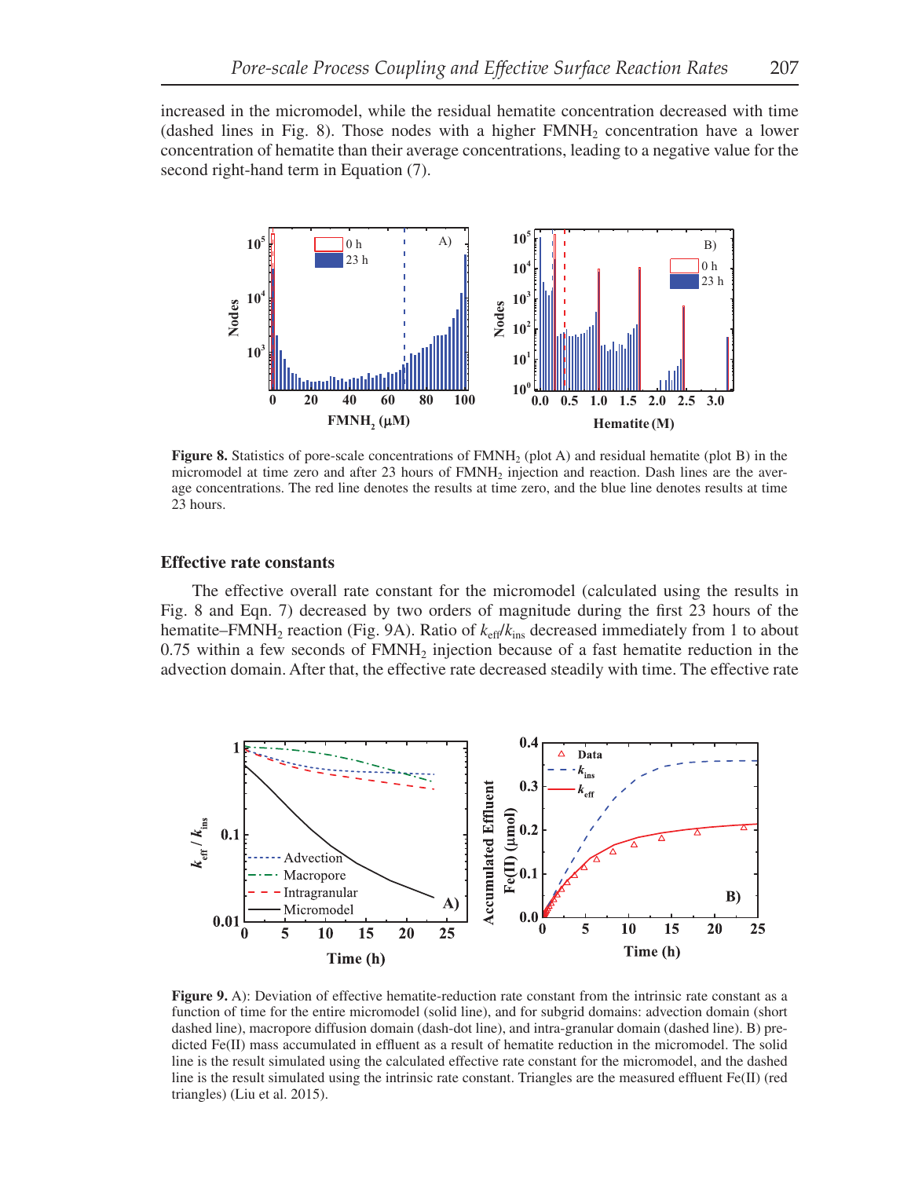increased in the micromodel, while the residual hematite concentration decreased with time (dashed lines in Fig. 8). Those nodes with a higher $FMNH_2$ concentration have a lower concentration of hematite than their average concentrations, leading to a negative value for the second right-hand term in Equation (7).

**Figure 8.** Statistics of pore-scale concentrations of $FMNH_2$ (plot A) and residual hematite (plot B) in the micromodel at time zero and after 23 hours of $FMNH_2$ injection and reaction. Dash lines are the average concentrations. The red line denotes the results at time zero, and the blue line denotes results at time 23 hours.

### Effective rate constants

The effective overall rate constant for the micromodel (calculated using the results in Fig. 8 and Eqn. 7) decreased by two orders of magnitude during the first 23 hours of the hematite–$FMNH_2$ reaction (Fig. 9A). Ratio of $k_{eff}/k_{ins}$ decreased immediately from 1 to about 0.75 within a few seconds of $FMNH_2$ injection because of a fast hematite reduction in the advection domain. After that, the effective rate decreased steadily with time. The effective rate

**Figure 9.** A): Deviation of effective hematite-reduction rate constant from the intrinsic rate constant as a function of time for the entire micromodel (solid line), and for subgrid domains: advection domain (short dashed line), macropore diffusion domain (dash-dot line), and intra-granular domain (dashed line). B) predicted Fe(II) mass accumulated in effluent as a result of hematite reduction in the micromodel. The solid line is the result simulated using the calculated effective rate constant for the micromodel, and the dashed line is the result simulated using the intrinsic rate constant. Triangles are the measured effluent Fe(II) (red triangles) (Liu et al. 2015).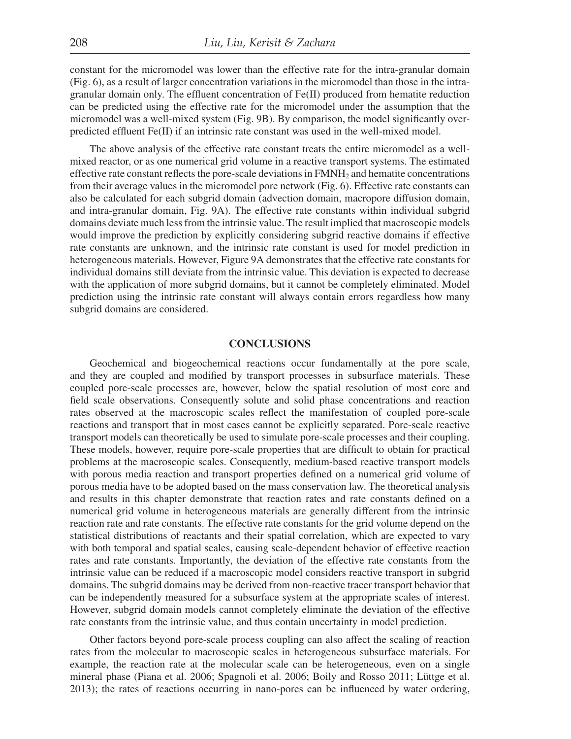constant for the micromodel was lower than the effective rate for the intra-granular domain (Fig. 6), as a result of larger concentration variations in the micromodel than those in the intra-granular domain only. The effluent concentration of Fe(II) produced from hematite reduction can be predicted using the effective rate for the micromodel under the assumption that the micromodel was a well-mixed system (Fig. 9B). By comparison, the model significantly over-predicted effluent Fe(II) if an intrinsic rate constant was used in the well-mixed model.

The above analysis of the effective rate constant treats the entire micromodel as a well-mixed reactor, or as one numerical grid volume in a reactive transport systems. The estimated effective rate constant reflects the pore-scale deviations in $FMNH_2$ and hematite concentrations from their average values in the micromodel pore network (Fig. 6). Effective rate constants can also be calculated for each subgrid domain (advection domain, macropore diffusion domain, and intra-granular domain, Fig. 9A). The effective rate constants within individual subgrid domains deviate much less from the intrinsic value. The result implied that macroscopic models would improve the prediction by explicitly considering subgrid reactive domains if effective rate constants are unknown, and the intrinsic rate constant is used for model prediction in heterogeneous materials. However, Figure 9A demonstrates that the effective rate constants for individual domains still deviate from the intrinsic value. This deviation is expected to decrease with the application of more subgrid domains, but it cannot be completely eliminated. Model prediction using the intrinsic rate constant will always contain errors regardless how many subgrid domains are considered.

## CONCLUSIONS

Geochemical and biogeochemical reactions occur fundamentally at the pore scale, and they are coupled and modified by transport processes in subsurface materials. These coupled pore-scale processes are, however, below the spatial resolution of most core and field scale observations. Consequently solute and solid phase concentrations and reaction rates observed at the macroscopic scales reflect the manifestation of coupled pore-scale reactions and transport that in most cases cannot be explicitly separated. Pore-scale reactive transport models can theoretically be used to simulate pore-scale processes and their coupling. These models, however, require pore-scale properties that are difficult to obtain for practical problems at the macroscopic scales. Consequently, medium-based reactive transport models with porous media reaction and transport properties defined on a numerical grid volume of porous media have to be adopted based on the mass conservation law. The theoretical analysis and results in this chapter demonstrate that reaction rates and rate constants defined on a numerical grid volume in heterogeneous materials are generally different from the intrinsic reaction rate and rate constants. The effective rate constants for the grid volume depend on the statistical distributions of reactants and their spatial correlation, which are expected to vary with both temporal and spatial scales, causing scale-dependent behavior of effective reaction rates and rate constants. Importantly, the deviation of the effective rate constants from the intrinsic value can be reduced if a macroscopic model considers reactive transport in subgrid domains. The subgrid domains may be derived from non-reactive tracer transport behavior that can be independently measured for a subsurface system at the appropriate scales of interest. However, subgrid domain models cannot completely eliminate the deviation of the effective rate constants from the intrinsic value, and thus contain uncertainty in model prediction.

Other factors beyond pore-scale process coupling can also affect the scaling of reaction rates from the molecular to macroscopic scales in heterogeneous subsurface materials. For example, the reaction rate at the molecular scale can be heterogeneous, even on a single mineral phase (Piana et al. 2006; Spagnoli et al. 2006; Boily and Rosso 2011; Lüttge et al. 2013); the rates of reactions occurring in nano-pores can be influenced by water ordering,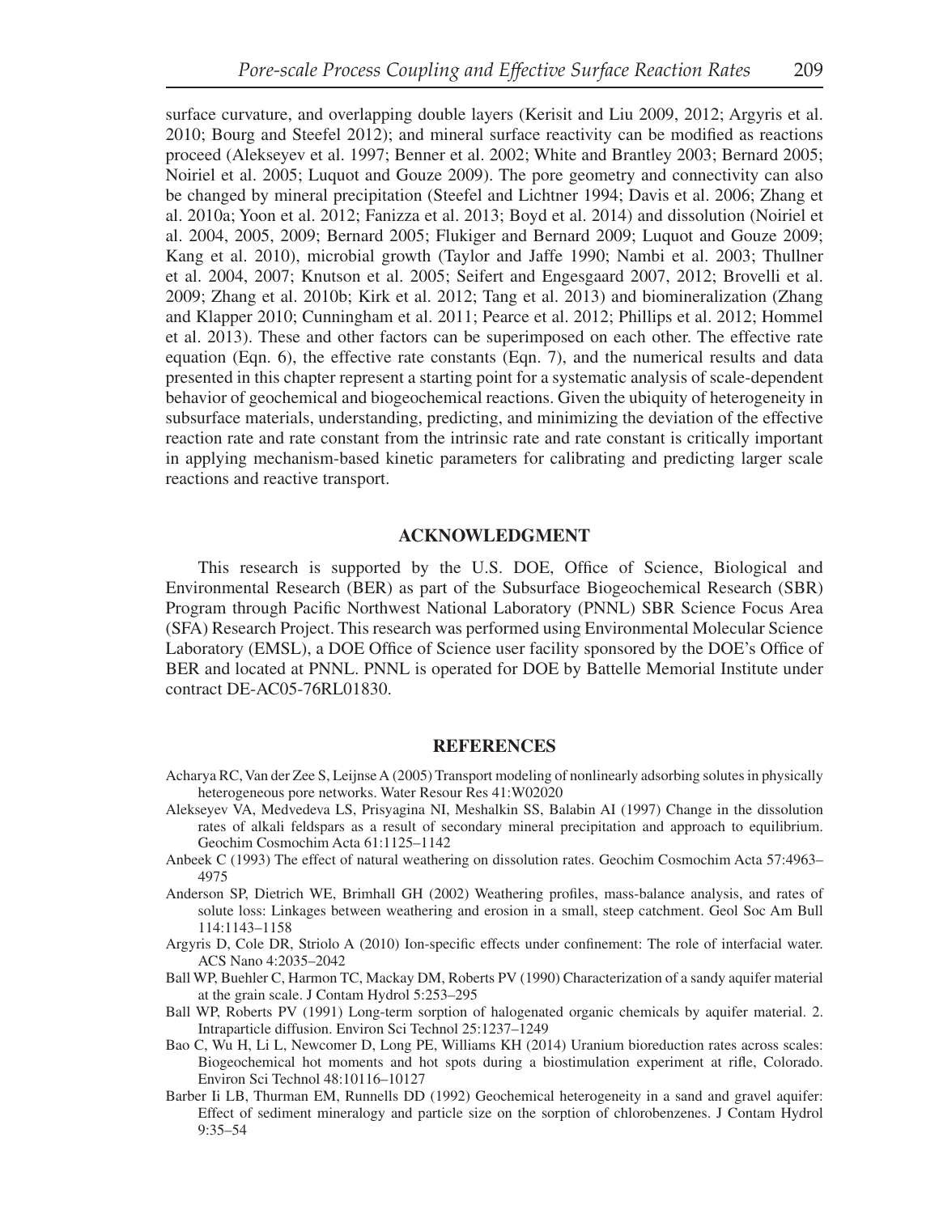surface curvature, and overlapping double layers (Kerisit and Liu 2009, 2012; Argyris et al. 2010; Bourg and Steefel 2012); and mineral surface reactivity can be modified as reactions proceed (Alekseyev et al. 1997; Benner et al. 2002; White and Brantley 2003; Bernard 2005; Noiriel et al. 2005; Luquot and Gouze 2009). The pore geometry and connectivity can also be changed by mineral precipitation (Steefel and Lichtner 1994; Davis et al. 2006; Zhang et al. 2010a; Yoon et al. 2012; Fanizza et al. 2013; Boyd et al. 2014) and dissolution (Noiriel et al. 2004, 2005, 2009; Bernard 2005; Flukiger and Bernard 2009; Luquot and Gouze 2009; Kang et al. 2010), microbial growth (Taylor and Jaffe 1990; Nambi et al. 2003; Thullner et al. 2004, 2007; Knutson et al. 2005; Seifert and Engesgaard 2007, 2012; Brovelli et al. 2009; Zhang et al. 2010b; Kirk et al. 2012; Tang et al. 2013) and biomineralization (Zhang and Klapper 2010; Cunningham et al. 2011; Pearce et al. 2012; Phillips et al. 2012; Hommel et al. 2013). These and other factors can be superimposed on each other. The effective rate equation (Eqn. 6), the effective rate constants (Eqn. 7), and the numerical results and data presented in this chapter represent a starting point for a systematic analysis of scale-dependent behavior of geochemical and biogeochemical reactions. Given the ubiquity of heterogeneity in subsurface materials, understanding, predicting, and minimizing the deviation of the effective reaction rate and rate constant from the intrinsic rate and rate constant is critically important in applying mechanism-based kinetic parameters for calibrating and predicting larger scale reactions and reactive transport.

## ACKNOWLEDGMENT

This research is supported by the U.S. DOE, Office of Science, Biological and Environmental Research (BER) as part of the Subsurface Biogeochemical Research (SBR) Program through Pacific Northwest National Laboratory (PNNL) SBR Science Focus Area (SFA) Research Project. This research was performed using Environmental Molecular Science Laboratory (EMSL), a DOE Office of Science user facility sponsored by the DOE's Office of BER and located at PNNL. PNNL is operated for DOE by Battelle Memorial Institute under contract DE-AC05-76RL01830.

## REFERENCES

Acharya RC, Van der Zee S, Leijnse A (2005) Transport modeling of nonlinearly adsorbing solutes in physically heterogeneous pore networks. Water Resour Res 41:W02020

Alekseyev VA, Medvedeva LS, Prisyagina NI, Meshalkin SS, Balabin AI (1997) Change in the dissolution rates of alkali feldspars as a result of secondary mineral precipitation and approach to equilibrium. Geochim Cosmochim Acta 61:1125–1142

Anbeek C (1993) The effect of natural weathering on dissolution rates. Geochim Cosmochim Acta 57:4963–4975

Anderson SP, Dietrich WE, Brimhall GH (2002) Weathering profiles, mass-balance analysis, and rates of solute loss: Linkages between weathering and erosion in a small, steep catchment. Geol Soc Am Bull 114:1143–1158

Argyris D, Cole DR, Striolo A (2010) Ion-specific effects under confinement: The role of interfacial water. ACS Nano 4:2035–2042

Ball WP, Buehler C, Harmon TC, Mackay DM, Roberts PV (1990) Characterization of a sandy aquifer material at the grain scale. J Contam Hydrol 5:253–295

Ball WP, Roberts PV (1991) Long-term sorption of halogenated organic chemicals by aquifer material. 2. Intraparticle diffusion. Environ Sci Technol 25:1237–1249

Bao C, Wu H, Li L, Newcomer D, Long PE, Williams KH (2014) Uranium bioreduction rates across scales: Biogeochemical hot moments and hot spots during a biostimulation experiment at rifle, Colorado. Environ Sci Technol 48:10116–10127

Barber Ii LB, Thurman EM, Runnells DD (1992) Geochemical heterogeneity in a sand and gravel aquifer: Effect of sediment mineralogy and particle size on the sorption of chlorobenzenes. J Contam Hydrol 9:35–54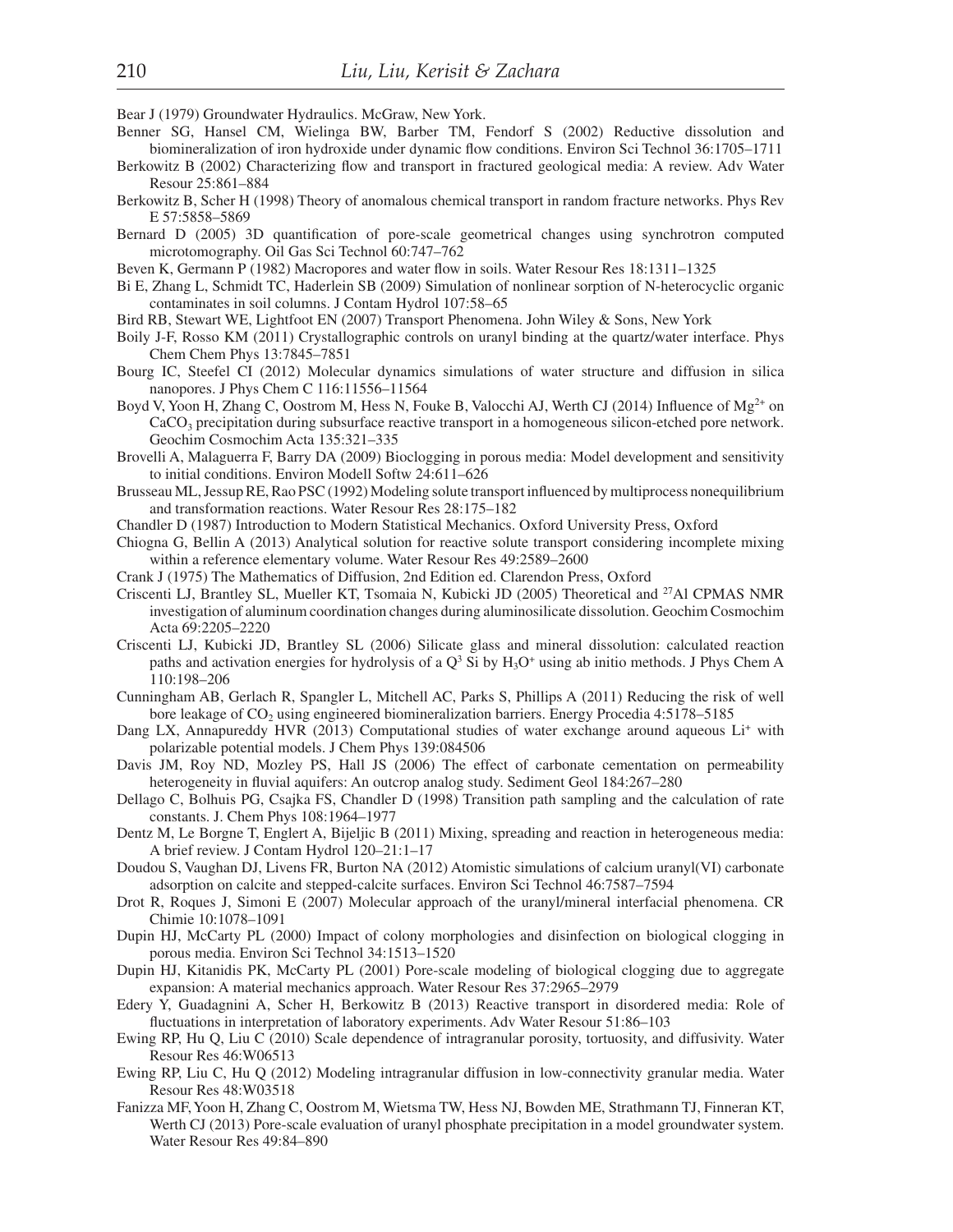Bear J (1979) Groundwater Hydraulics. McGraw, New York.

Benner SG, Hansel CM, Wielinga BW, Barber TM, Fendorf S (2002) Reductive dissolution and biomineralization of iron hydroxide under dynamic flow conditions. Environ Sci Technol 36:1705–1711

Berkowitz B (2002) Characterizing flow and transport in fractured geological media: A review. Adv Water Resour 25:861–884

Berkowitz B, Scher H (1998) Theory of anomalous chemical transport in random fracture networks. Phys Rev E 57:5858–5869

Bernard D (2005) 3D quantification of pore-scale geometrical changes using synchrotron computed microtomography. Oil Gas Sci Technol 60:747–762

Beven K, Germann P (1982) Macropores and water flow in soils. Water Resour Res 18:1311–1325

Bi E, Zhang L, Schmidt TC, Haderlein SB (2009) Simulation of nonlinear sorption of N-heterocyclic organic contaminates in soil columns. J Contam Hydrol 107:58–65

Bird RB, Stewart WE, Lightfoot EN (2007) Transport Phenomena. John Wiley & Sons, New York

Boily J-F, Rosso KM (2011) Crystallographic controls on uranyl binding at the quartz/water interface. Phys Chem Chem Phys 13:7845–7851

Bourg IC, Steefel CI (2012) Molecular dynamics simulations of water structure and diffusion in silica nanopores. J Phys Chem C 116:11556–11564

Boyd V, Yoon H, Zhang C, Oostrom M, Hess N, Fouke B, Valocchi AJ, Werth CJ (2014) Influence of $Mg^{2+}$ on $CaCO_3$ precipitation during subsurface reactive transport in a homogeneous silicon-etched pore network. Geochim Cosmochim Acta 135:321–335

Brovelli A, Malaguerra F, Barry DA (2009) Bioclogging in porous media: Model development and sensitivity to initial conditions. Environ Modell Softw 24:611–626

Brusseau ML, Jessup RE, Rao PSC (1992) Modeling solute transport influenced by multiprocess nonequilibrium and transformation reactions. Water Resour Res 28:175–182

Chandler D (1987) Introduction to Modern Statistical Mechanics. Oxford University Press, Oxford

Chiogna G, Bellin A (2013) Analytical solution for reactive solute transport considering incomplete mixing within a reference elementary volume. Water Resour Res 49:2589–2600

Crank J (1975) The Mathematics of Diffusion, 2nd Edition ed. Clarendon Press, Oxford

Criscenti LJ, Brantley SL, Mueller KT, Tsomaia N, Kubicki JD (2005) Theoretical and $^{27}$Al CPMAS NMR investigation of aluminum coordination changes during aluminosilicate dissolution. Geochim Cosmochim Acta 69:2205–2220

Criscenti LJ, Kubicki JD, Brantley SL (2006) Silicate glass and mineral dissolution: calculated reaction paths and activation energies for hydrolysis of a $Q^3$ Si by $H_3O^+$ using ab initio methods. J Phys Chem A 110:198–206

Cunningham AB, Gerlach R, Spangler L, Mitchell AC, Parks S, Phillips A (2011) Reducing the risk of well bore leakage of $CO_2$ using engineered biomineralization barriers. Energy Procedia 4:5178–5185

Dang LX, Annapureddy HVR (2013) Computational studies of water exchange around aqueous $Li^+$ with polarizable potential models. J Chem Phys 139:084506

Davis JM, Roy ND, Mozley PS, Hall JS (2006) The effect of carbonate cementation on permeability heterogeneity in fluvial aquifers: An outcrop analog study. Sediment Geol 184:267–280

Dellago C, Bolhuis PG, Csajka FS, Chandler D (1998) Transition path sampling and the calculation of rate constants. J. Chem Phys 108:1964–1977

Dentz M, Le Borgne T, Englert A, Bijeljic B (2011) Mixing, spreading and reaction in heterogeneous media: A brief review. J Contam Hydrol 120–21:1–17

Doudou S, Vaughan DJ, Livens FR, Burton NA (2012) Atomistic simulations of calcium uranyl(VI) carbonate adsorption on calcite and stepped-calcite surfaces. Environ Sci Technol 46:7587–7594

Drot R, Roques J, Simoni E (2007) Molecular approach of the uranyl/mineral interfacial phenomena. CR Chimie 10:1078–1091

Dupin HJ, McCarty PL (2000) Impact of colony morphologies and disinfection on biological clogging in porous media. Environ Sci Technol 34:1513–1520

Dupin HJ, Kitanidis PK, McCarty PL (2001) Pore-scale modeling of biological clogging due to aggregate expansion: A material mechanics approach. Water Resour Res 37:2965–2979

Edery Y, Guadagnini A, Scher H, Berkowitz B (2013) Reactive transport in disordered media: Role of fluctuations in interpretation of laboratory experiments. Adv Water Resour 51:86–103

Ewing RP, Hu Q, Liu C (2010) Scale dependence of intragranular porosity, tortuosity, and diffusivity. Water Resour Res 46:W06513

Ewing RP, Liu C, Hu Q (2012) Modeling intragranular diffusion in low-connectivity granular media. Water Resour Res 48:W03518

Fanizza MF, Yoon H, Zhang C, Oostrom M, Wietsma TW, Hess NJ, Bowden ME, Strathmann TJ, Finneran KT, Werth CJ (2013) Pore-scale evaluation of uranyl phosphate precipitation in a model groundwater system. Water Resour Res 49:84–890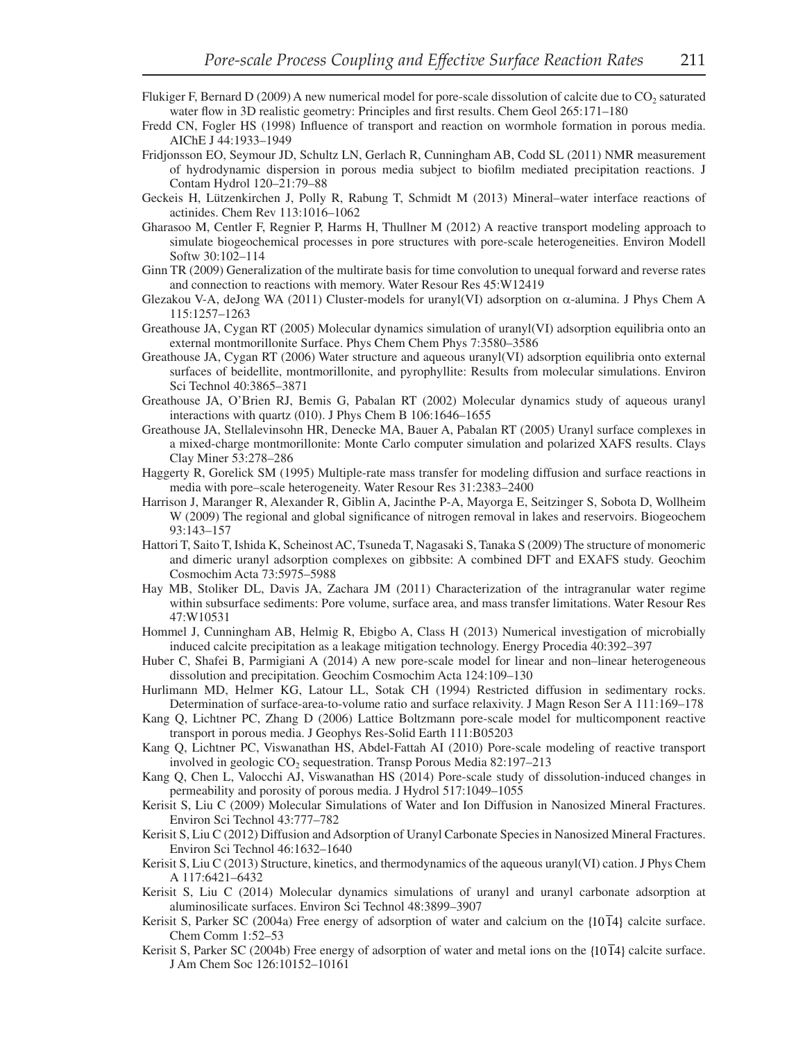Flukiger F, Bernard D (2009) A new numerical model for pore-scale dissolution of calcite due to $CO_2$ saturated water flow in 3D realistic geometry: Principles and first results. Chem Geol 265:171–180

Fredd CN, Fogler HS (1998) Influence of transport and reaction on wormhole formation in porous media. AIChE J 44:1933–1949

Fridjonsson EO, Seymour JD, Schultz LN, Gerlach R, Cunningham AB, Codd SL (2011) NMR measurement of hydrodynamic dispersion in porous media subject to biofilm mediated precipitation reactions. J Contam Hydrol 120–21:79–88

Geckeis H, Lützenkirchen J, Polly R, Rabung T, Schmidt M (2013) Mineral–water interface reactions of actinides. Chem Rev 113:1016–1062

Gharasoo M, Centler F, Regnier P, Harms H, Thullner M (2012) A reactive transport modeling approach to simulate biogeochemical processes in pore structures with pore-scale heterogeneities. Environ Modell Softw 30:102–114

Ginn TR (2009) Generalization of the multirate basis for time convolution to unequal forward and reverse rates and connection to reactions with memory. Water Resour Res 45:W12419

Glezakou V-A, deJong WA (2011) Cluster-models for uranyl(VI) adsorption on $\alpha$-alumina. J Phys Chem A 115:1257–1263

Greathouse JA, Cygan RT (2005) Molecular dynamics simulation of uranyl(VI) adsorption equilibria onto an external montmorillonite Surface. Phys Chem Chem Phys 7:3580–3586

Greathouse JA, Cygan RT (2006) Water structure and aqueous uranyl(VI) adsorption equilibria onto external surfaces of beidellite, montmorillonite, and pyrophyllite: Results from molecular simulations. Environ Sci Technol 40:3865–3871

Greathouse JA, O'Brien RJ, Bemis G, Pabalan RT (2002) Molecular dynamics study of aqueous uranyl interactions with quartz (010). J Phys Chem B 106:1646–1655

Greathouse JA, Stellalevinsohn HR, Denecke MA, Bauer A, Pabalan RT (2005) Uranyl surface complexes in a mixed-charge montmorillonite: Monte Carlo computer simulation and polarized XAFS results. Clays Clay Miner 53:278–286

Haggerty R, Gorelick SM (1995) Multiple-rate mass transfer for modeling diffusion and surface reactions in media with pore–scale heterogeneity. Water Resour Res 31:2383–2400

Harrison J, Maranger R, Alexander R, Giblin A, Jacinthe P-A, Mayorga E, Seitzinger S, Sobota D, Wollheim W (2009) The regional and global significance of nitrogen removal in lakes and reservoirs. Biogeochem 93:143–157

Hattori T, Saito T, Ishida K, Scheinost AC, Tsuneda T, Nagasaki S, Tanaka S (2009) The structure of monomeric and dimeric uranyl adsorption complexes on gibbsite: A combined DFT and EXAFS study. Geochim Cosmochim Acta 73:5975–5988

Hay MB, Stoliker DL, Davis JA, Zachara JM (2011) Characterization of the intragranular water regime within subsurface sediments: Pore volume, surface area, and mass transfer limitations. Water Resour Res 47:W10531

Hommel J, Cunningham AB, Helmig R, Ebigbo A, Class H (2013) Numerical investigation of microbially induced calcite precipitation as a leakage mitigation technology. Energy Procedia 40:392–397

Huber C, Shafei B, Parmigiani A (2014) A new pore-scale model for linear and non–linear heterogeneous dissolution and precipitation. Geochim Cosmochim Acta 124:109–130

Hurlimann MD, Helmer KG, Latour LL, Sotak CH (1994) Restricted diffusion in sedimentary rocks. Determination of surface-area-to-volume ratio and surface relaxivity. J Magn Reson Ser A 111:169–178

Kang Q, Lichtner PC, Zhang D (2006) Lattice Boltzmann pore-scale model for multicomponent reactive transport in porous media. J Geophys Res-Solid Earth 111:B05203

Kang Q, Lichtner PC, Viswanathan HS, Abdel-Fattah AI (2010) Pore-scale modeling of reactive transport involved in geologic $CO_2$ sequestration. Transp Porous Media 82:197–213

Kang Q, Chen L, Valocchi AJ, Viswanathan HS (2014) Pore-scale study of dissolution-induced changes in permeability and porosity of porous media. J Hydrol 517:1049–1055

Kerisit S, Liu C (2009) Molecular Simulations of Water and Ion Diffusion in Nanosized Mineral Fractures. Environ Sci Technol 43:777–782

Kerisit S, Liu C (2012) Diffusion and Adsorption of Uranyl Carbonate Species in Nanosized Mineral Fractures. Environ Sci Technol 46:1632–1640

Kerisit S, Liu C (2013) Structure, kinetics, and thermodynamics of the aqueous uranyl(VI) cation. J Phys Chem A 117:6421–6432

Kerisit S, Liu C (2014) Molecular dynamics simulations of uranyl and uranyl carbonate adsorption at aluminosilicate surfaces. Environ Sci Technol 48:3899–3907

Kerisit S, Parker SC (2004a) Free energy of adsorption of water and calcium on the $\{10\bar{1}4\}$ calcite surface. Chem Comm 1:52–53

Kerisit S, Parker SC (2004b) Free energy of adsorption of water and metal ions on the $\{10\bar{1}4\}$ calcite surface. J Am Chem Soc 126:10152–10161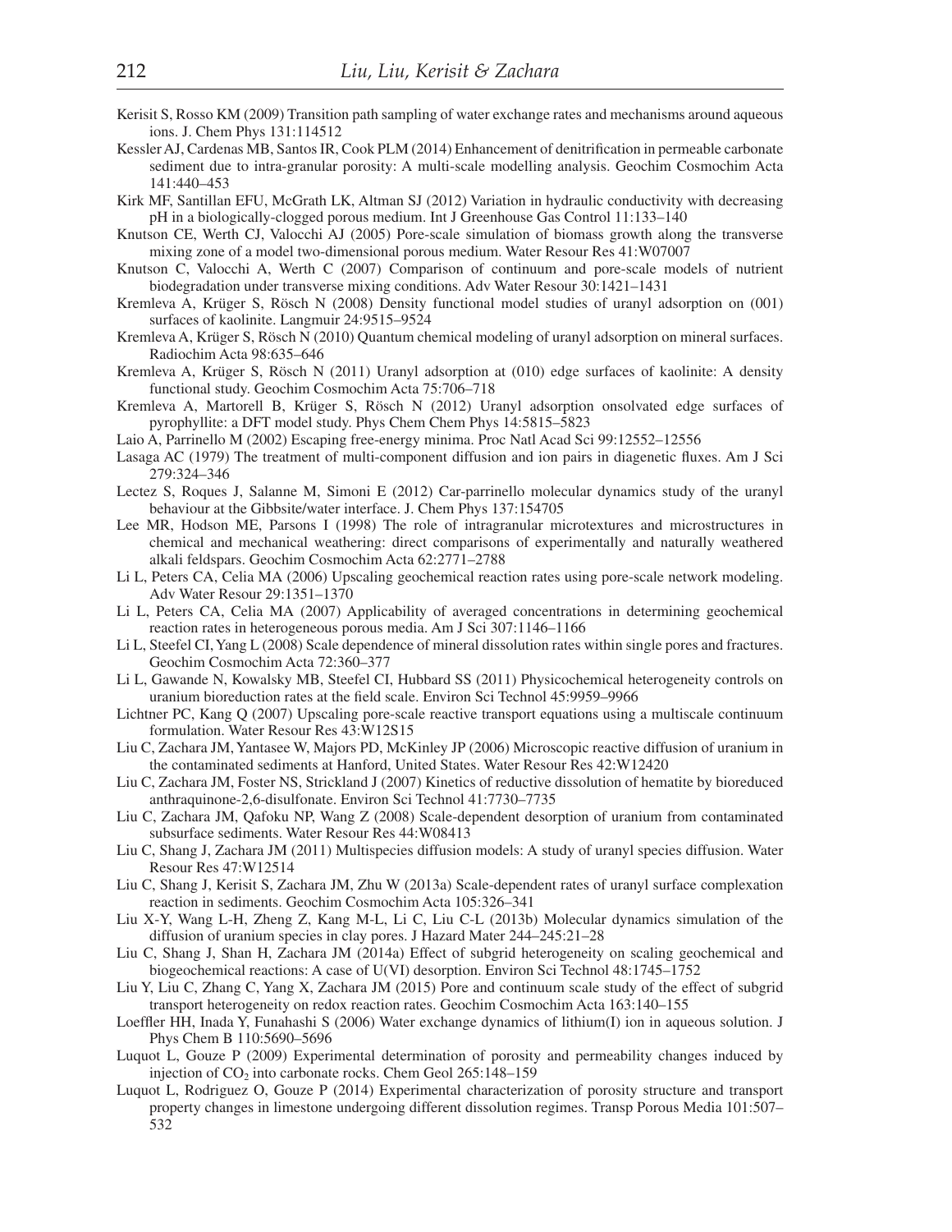Kerisit S, Rosso KM (2009) Transition path sampling of water exchange rates and mechanisms around aqueous ions. J. Chem Phys 131:114512

Kessler AJ, Cardenas MB, Santos IR, Cook PLM (2014) Enhancement of denitrification in permeable carbonate sediment due to intra-granular porosity: A multi-scale modelling analysis. Geochim Cosmochim Acta 141:440–453

Kirk MF, Santillan EFU, McGrath LK, Altman SJ (2012) Variation in hydraulic conductivity with decreasing pH in a biologically-clogged porous medium. Int J Greenhouse Gas Control 11:133–140

Knutson CE, Werth CJ, Valocchi AJ (2005) Pore-scale simulation of biomass growth along the transverse mixing zone of a model two-dimensional porous medium. Water Resour Res 41:W07007

Knutson C, Valocchi A, Werth C (2007) Comparison of continuum and pore-scale models of nutrient biodegradation under transverse mixing conditions. Adv Water Resour 30:1421–1431

Kremleva A, Krüger S, Rösch N (2008) Density functional model studies of uranyl adsorption on (001) surfaces of kaolinite. Langmuir 24:9515–9524

Kremleva A, Krüger S, Rösch N (2010) Quantum chemical modeling of uranyl adsorption on mineral surfaces. Radiochim Acta 98:635–646

Kremleva A, Krüger S, Rösch N (2011) Uranyl adsorption at (010) edge surfaces of kaolinite: A density functional study. Geochim Cosmochim Acta 75:706–718

Kremleva A, Martorell B, Krüger S, Rösch N (2012) Uranyl adsorption onsolvated edge surfaces of pyrophyllite: a DFT model study. Phys Chem Chem Phys 14:5815–5823

Laio A, Parrinello M (2002) Escaping free-energy minima. Proc Natl Acad Sci 99:12552–12556

Lasaga AC (1979) The treatment of multi-component diffusion and ion pairs in diagenetic fluxes. Am J Sci 279:324–346

Lectez S, Roques J, Salanne M, Simoni E (2012) Car-parrinello molecular dynamics study of the uranyl behaviour at the Gibbsite/water interface. J. Chem Phys 137:154705

Lee MR, Hodson ME, Parsons I (1998) The role of intragranular microtextures and microstructures in chemical and mechanical weathering: direct comparisons of experimentally and naturally weathered alkali feldspars. Geochim Cosmochim Acta 62:2771–2788

Li L, Peters CA, Celia MA (2006) Upscaling geochemical reaction rates using pore-scale network modeling. Adv Water Resour 29:1351–1370

Li L, Peters CA, Celia MA (2007) Applicability of averaged concentrations in determining geochemical reaction rates in heterogeneous porous media. Am J Sci 307:1146–1166

Li L, Steefel CI, Yang L (2008) Scale dependence of mineral dissolution rates within single pores and fractures. Geochim Cosmochim Acta 72:360–377

Li L, Gawande N, Kowalsky MB, Steefel CI, Hubbard SS (2011) Physicochemical heterogeneity controls on uranium bioreduction rates at the field scale. Environ Sci Technol 45:9959–9966

Lichtner PC, Kang Q (2007) Upscaling pore-scale reactive transport equations using a multiscale continuum formulation. Water Resour Res 43:W12S15

Liu C, Zachara JM, Yantasee W, Majors PD, McKinley JP (2006) Microscopic reactive diffusion of uranium in the contaminated sediments at Hanford, United States. Water Resour Res 42:W12420

Liu C, Zachara JM, Foster NS, Strickland J (2007) Kinetics of reductive dissolution of hematite by bioreduced anthraquinone-2,6-disulfonate. Environ Sci Technol 41:7730–7735

Liu C, Zachara JM, Qafoku NP, Wang Z (2008) Scale-dependent desorption of uranium from contaminated subsurface sediments. Water Resour Res 44:W08413

Liu C, Shang J, Zachara JM (2011) Multispecies diffusion models: A study of uranyl species diffusion. Water Resour Res 47:W12514

Liu C, Shang J, Kerisit S, Zachara JM, Zhu W (2013a) Scale-dependent rates of uranyl surface complexation reaction in sediments. Geochim Cosmochim Acta 105:326–341

Liu X-Y, Wang L-H, Zheng Z, Kang M-L, Li C, Liu C-L (2013b) Molecular dynamics simulation of the diffusion of uranium species in clay pores. J Hazard Mater 244–245:21–28

Liu C, Shang J, Shan H, Zachara JM (2014a) Effect of subgrid heterogeneity on scaling geochemical and biogeochemical reactions: A case of U(VI) desorption. Environ Sci Technol 48:1745–1752

Liu Y, Liu C, Zhang C, Yang X, Zachara JM (2015) Pore and continuum scale study of the effect of subgrid transport heterogeneity on redox reaction rates. Geochim Cosmochim Acta 163:140–155

Loeffler HH, Inada Y, Funahashi S (2006) Water exchange dynamics of lithium(I) ion in aqueous solution. J Phys Chem B 110:5690–5696

Luquot L, Gouze P (2009) Experimental determination of porosity and permeability changes induced by injection of $CO_2$ into carbonate rocks. Chem Geol 265:148–159

Luquot L, Rodriguez O, Gouze P (2014) Experimental characterization of porosity structure and transport property changes in limestone undergoing different dissolution regimes. Transp Porous Media 101:507–532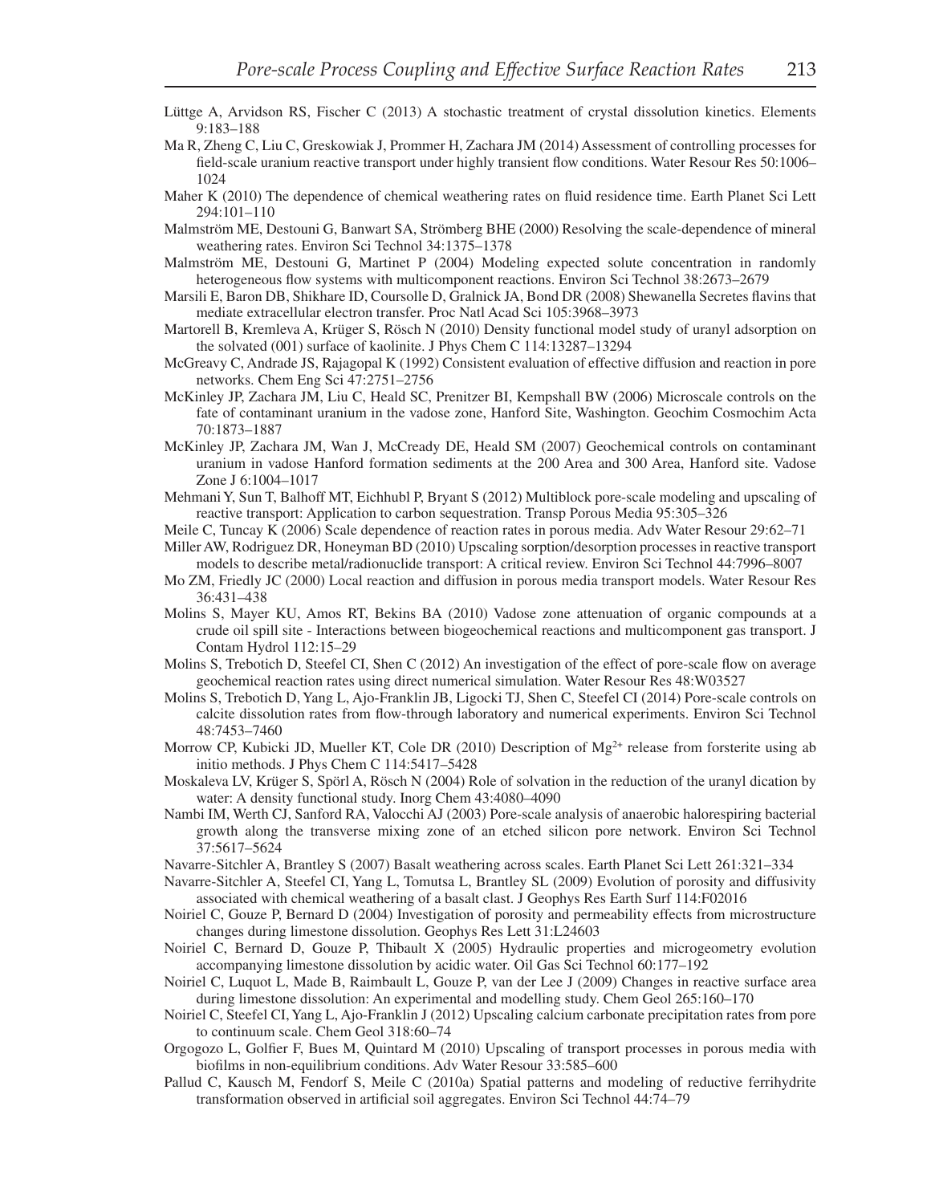Lüttge A, Arvidson RS, Fischer C (2013) A stochastic treatment of crystal dissolution kinetics. Elements 9:183–188

Ma R, Zheng C, Liu C, Greskowiak J, Prommer H, Zachara JM (2014) Assessment of controlling processes for field-scale uranium reactive transport under highly transient flow conditions. Water Resour Res 50:1006–1024

Maher K (2010) The dependence of chemical weathering rates on fluid residence time. Earth Planet Sci Lett 294:101–110

Malmström ME, Destouni G, Banwart SA, Strömberg BHE (2000) Resolving the scale-dependence of mineral weathering rates. Environ Sci Technol 34:1375–1378

Malmström ME, Destouni G, Martinet P (2004) Modeling expected solute concentration in randomly heterogeneous flow systems with multicomponent reactions. Environ Sci Technol 38:2673–2679

Marsili E, Baron DB, Shikhare ID, Coursolle D, Gralnick JA, Bond DR (2008) Shewanella Secretes flavins that mediate extracellular electron transfer. Proc Natl Acad Sci 105:3968–3973

Martorell B, Kremleva A, Krüger S, Rösch N (2010) Density functional model study of uranyl adsorption on the solvated (001) surface of kaolinite. J Phys Chem C 114:13287–13294

McGreavy C, Andrade JS, Rajagopal K (1992) Consistent evaluation of effective diffusion and reaction in pore networks. Chem Eng Sci 47:2751–2756

McKinley JP, Zachara JM, Liu C, Heald SC, Prenitzer BI, Kempshall BW (2006) Microscale controls on the fate of contaminant uranium in the vadose zone, Hanford Site, Washington. Geochim Cosmochim Acta 70:1873–1887

McKinley JP, Zachara JM, Wan J, McCready DE, Heald SM (2007) Geochemical controls on contaminant uranium in vadose Hanford formation sediments at the 200 Area and 300 Area, Hanford site. Vadose Zone J 6:1004–1017

Mehmani Y, Sun T, Balhoff MT, Eichhubl P, Bryant S (2012) Multiblock pore-scale modeling and upscaling of reactive transport: Application to carbon sequestration. Transp Porous Media 95:305–326

Meile C, Tuncay K (2006) Scale dependence of reaction rates in porous media. Adv Water Resour 29:62–71

Miller AW, Rodriguez DR, Honeyman BD (2010) Upscaling sorption/desorption processes in reactive transport models to describe metal/radionuclide transport: A critical review. Environ Sci Technol 44:7996–8007

Mo ZM, Friedly JC (2000) Local reaction and diffusion in porous media transport models. Water Resour Res 36:431–438

Molins S, Mayer KU, Amos RT, Bekins BA (2010) Vadose zone attenuation of organic compounds at a crude oil spill site - Interactions between biogeochemical reactions and multicomponent gas transport. J Contam Hydrol 112:15–29

Molins S, Trebotich D, Steefel CI, Shen C (2012) An investigation of the effect of pore-scale flow on average geochemical reaction rates using direct numerical simulation. Water Resour Res 48:W03527

Molins S, Trebotich D, Yang L, Ajo-Franklin JB, Ligocki TJ, Shen C, Steefel CI (2014) Pore-scale controls on calcite dissolution rates from flow-through laboratory and numerical experiments. Environ Sci Technol 48:7453–7460

Morrow CP, Kubicki JD, Mueller KT, Cole DR (2010) Description of $Mg^{2+}$ release from forsterite using ab initio methods. J Phys Chem C 114:5417–5428

Moskaleva LV, Krüger S, Spörl A, Rösch N (2004) Role of solvation in the reduction of the uranyl dication by water: A density functional study. Inorg Chem 43:4080–4090

Nambi IM, Werth CJ, Sanford RA, Valocchi AJ (2003) Pore-scale analysis of anaerobic halorespiring bacterial growth along the transverse mixing zone of an etched silicon pore network. Environ Sci Technol 37:5617–5624

Navarre-Sitchler A, Brantley S (2007) Basalt weathering across scales. Earth Planet Sci Lett 261:321–334

Navarre-Sitchler A, Steefel CI, Yang L, Tomutsa L, Brantley SL (2009) Evolution of porosity and diffusivity associated with chemical weathering of a basalt clast. J Geophys Res Earth Surf 114:F02016

Noiriel C, Gouze P, Bernard D (2004) Investigation of porosity and permeability effects from microstructure changes during limestone dissolution. Geophys Res Lett 31:L24603

Noiriel C, Bernard D, Gouze P, Thibault X (2005) Hydraulic properties and microgeometry evolution accompanying limestone dissolution by acidic water. Oil Gas Sci Technol 60:177–192

Noiriel C, Luquot L, Made B, Raimbault L, Gouze P, van der Lee J (2009) Changes in reactive surface area during limestone dissolution: An experimental and modelling study. Chem Geol 265:160–170

Noiriel C, Steefel CI, Yang L, Ajo-Franklin J (2012) Upscaling calcium carbonate precipitation rates from pore to continuum scale. Chem Geol 318:60–74

Orgogozo L, Golfier F, Bues M, Quintard M (2010) Upscaling of transport processes in porous media with biofilms in non-equilibrium conditions. Adv Water Resour 33:585–600

Pallud C, Kausch M, Fendorf S, Meile C (2010a) Spatial patterns and modeling of reductive ferrihydrite transformation observed in artificial soil aggregates. Environ Sci Technol 44:74–79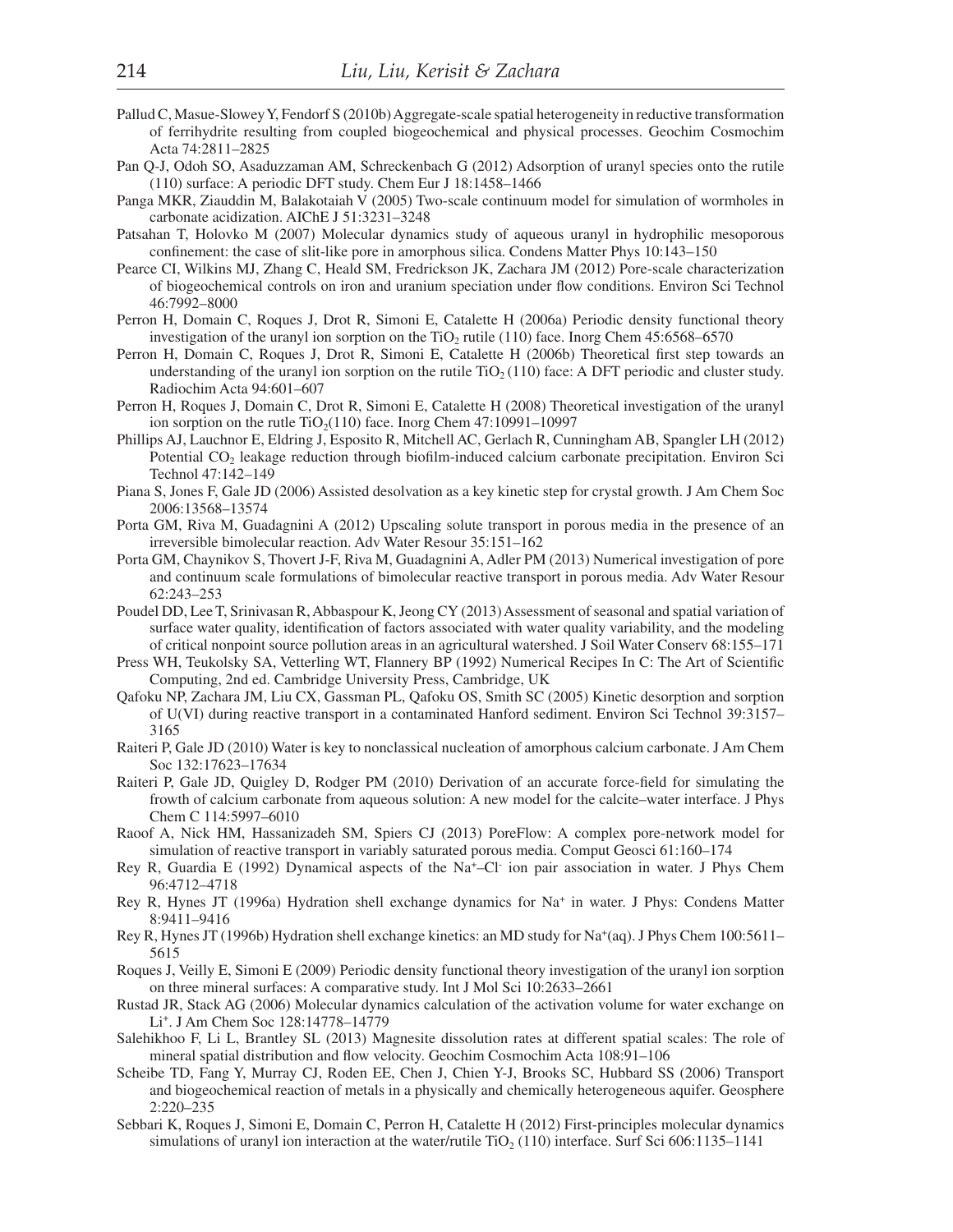Pallud C, Masue-Slowey Y, Fendorf S (2010b) Aggregate-scale spatial heterogeneity in reductive transformation of ferrihydrite resulting from coupled biogeochemical and physical processes. Geochim Cosmochim Acta 74:2811–2825

Pan Q-J, Odoh SO, Asaduzzaman AM, Schreckenbach G (2012) Adsorption of uranyl species onto the rutile (110) surface: A periodic DFT study. Chem Eur J 18:1458–1466

Panga MKR, Ziauddin M, Balakotaiah V (2005) Two-scale continuum model for simulation of wormholes in carbonate acidization. AIChE J 51:3231–3248

Patsahan T, Holovko M (2007) Molecular dynamics study of aqueous uranyl in hydrophilic mesoporous confinement: the case of slit-like pore in amorphous silica. Condens Matter Phys 10:143–150

Pearce CI, Wilkins MJ, Zhang C, Heald SM, Fredrickson JK, Zachara JM (2012) Pore-scale characterization of biogeochemical controls on iron and uranium speciation under flow conditions. Environ Sci Technol 46:7992–8000

Perron H, Domain C, Roques J, Drot R, Simoni E, Catalette H (2006a) Periodic density functional theory investigation of the uranyl ion sorption on the $TiO_2$ rutile (110) face. Inorg Chem 45:6568–6570

Perron H, Domain C, Roques J, Drot R, Simoni E, Catalette H (2006b) Theoretical first step towards an understanding of the uranyl ion sorption on the rutile $TiO_2$ (110) face: A DFT periodic and cluster study. Radiochim Acta 94:601–607

Perron H, Roques J, Domain C, Drot R, Simoni E, Catalette H (2008) Theoretical investigation of the uranyl ion sorption on the rutle $TiO_2$(110) face. Inorg Chem 47:10991–10997

Phillips AJ, Lauchnor E, Eldring J, Esposito R, Mitchell AC, Gerlach R, Cunningham AB, Spangler LH (2012) Potential $CO_2$ leakage reduction through biofilm-induced calcium carbonate precipitation. Environ Sci Technol 47:142–149

Piana S, Jones F, Gale JD (2006) Assisted desolvation as a key kinetic step for crystal growth. J Am Chem Soc 2006:13568–13574

Porta GM, Riva M, Guadagnini A (2012) Upscaling solute transport in porous media in the presence of an irreversible bimolecular reaction. Adv Water Resour 35:151–162

Porta GM, Chaynikov S, Thovert J-F, Riva M, Guadagnini A, Adler PM (2013) Numerical investigation of pore and continuum scale formulations of bimolecular reactive transport in porous media. Adv Water Resour 62:243–253

Poudel DD, Lee T, Srinivasan R, Abbaspour K, Jeong CY (2013) Assessment of seasonal and spatial variation of surface water quality, identification of factors associated with water quality variability, and the modeling of critical nonpoint source pollution areas in an agricultural watershed. J Soil Water Conserv 68:155–171

Press WH, Teukolsky SA, Vetterling WT, Flannery BP (1992) Numerical Recipes In C: The Art of Scientific Computing, 2nd ed. Cambridge University Press, Cambridge, UK

Qafoku NP, Zachara JM, Liu CX, Gassman PL, Qafoku OS, Smith SC (2005) Kinetic desorption and sorption of U(VI) during reactive transport in a contaminated Hanford sediment. Environ Sci Technol 39:3157–3165

Raiteri P, Gale JD (2010) Water is key to nonclassical nucleation of amorphous calcium carbonate. J Am Chem Soc 132:17623–17634

Raiteri P, Gale JD, Quigley D, Rodger PM (2010) Derivation of an accurate force-field for simulating the frowth of calcium carbonate from aqueous solution: A new model for the calcite–water interface. J Phys Chem C 114:5997–6010

Raoof A, Nick HM, Hassanizadeh SM, Spiers CJ (2013) PoreFlow: A complex pore-network model for simulation of reactive transport in variably saturated porous media. Comput Geosci 61:160–174

Rey R, Guardia E (1992) Dynamical aspects of the $Na^+$–$Cl^-$ ion pair association in water. J Phys Chem 96:4712–4718

Rey R, Hynes JT (1996a) Hydration shell exchange dynamics for $Na^+$ in water. J Phys: Condens Matter 8:9411–9416

Rey R, Hynes JT (1996b) Hydration shell exchange kinetics: an MD study for $Na^+$(aq). J Phys Chem 100:5611–5615

Roques J, Veilly E, Simoni E (2009) Periodic density functional theory investigation of the uranyl ion sorption on three mineral surfaces: A comparative study. Int J Mol Sci 10:2633–2661

Rustad JR, Stack AG (2006) Molecular dynamics calculation of the activation volume for water exchange on $Li^+$. J Am Chem Soc 128:14778–14779

Salehikhoo F, Li L, Brantley SL (2013) Magnesite dissolution rates at different spatial scales: The role of mineral spatial distribution and flow velocity. Geochim Cosmochim Acta 108:91–106

Scheibe TD, Fang Y, Murray CJ, Roden EE, Chen J, Chien Y-J, Brooks SC, Hubbard SS (2006) Transport and biogeochemical reaction of metals in a physically and chemically heterogeneous aquifer. Geosphere 2:220–235

Sebbari K, Roques J, Simoni E, Domain C, Perron H, Catalette H (2012) First-principles molecular dynamics simulations of uranyl ion interaction at the water/rutile $TiO_2$ (110) interface. Surf Sci 606:1135–1141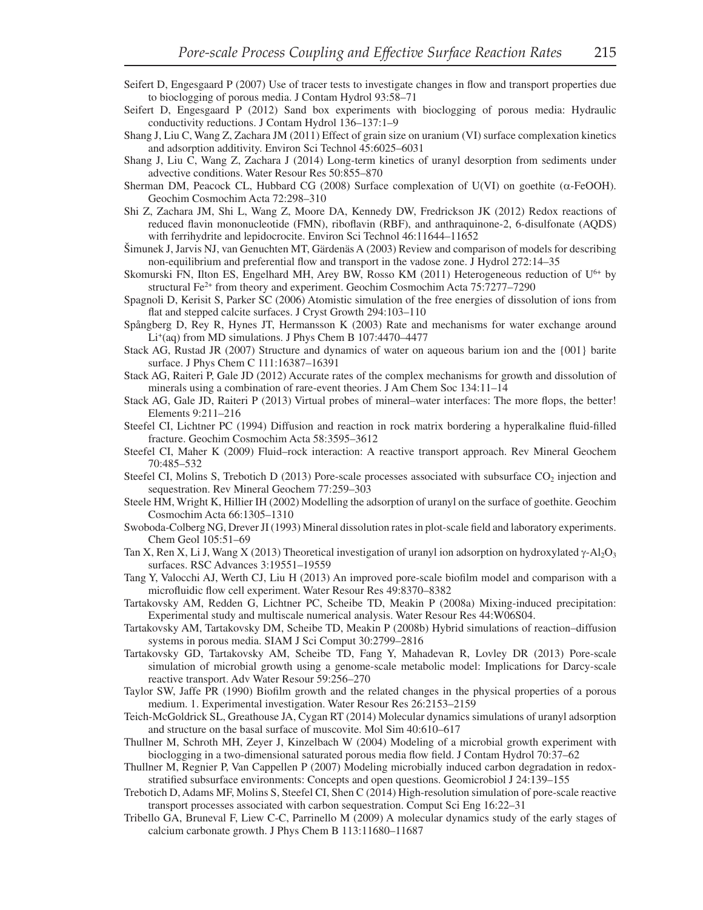Seifert D, Engesgaard P (2007) Use of tracer tests to investigate changes in flow and transport properties due to bioclogging of porous media. J Contam Hydrol 93:58–71

Seifert D, Engesgaard P (2012) Sand box experiments with bioclogging of porous media: Hydraulic conductivity reductions. J Contam Hydrol 136–137:1–9

Shang J, Liu C, Wang Z, Zachara JM (2011) Effect of grain size on uranium (VI) surface complexation kinetics and adsorption additivity. Environ Sci Technol 45:6025–6031

Shang J, Liu C, Wang Z, Zachara J (2014) Long-term kinetics of uranyl desorption from sediments under advective conditions. Water Resour Res 50:855–870

Sherman DM, Peacock CL, Hubbard CG (2008) Surface complexation of U(VI) on goethite (α-FeOOH). Geochim Cosmochim Acta 72:298–310

Shi Z, Zachara JM, Shi L, Wang Z, Moore DA, Kennedy DW, Fredrickson JK (2012) Redox reactions of reduced flavin mononucleotide (FMN), riboflavin (RBF), and anthraquinone-2, 6-disulfonate (AQDS) with ferrihydrite and lepidocrocite. Environ Sci Technol 46:11644–11652

Šimunek J, Jarvis NJ, van Genuchten MT, Gärdenäs A (2003) Review and comparison of models for describing non-equilibrium and preferential flow and transport in the vadose zone. J Hydrol 272:14–35

Skomurski FN, Ilton ES, Engelhard MH, Arey BW, Rosso KM (2011) Heterogeneous reduction of $U^{6+}$ by structural $Fe^{2+}$ from theory and experiment. Geochim Cosmochim Acta 75:7277–7290

Spagnoli D, Kerisit S, Parker SC (2006) Atomistic simulation of the free energies of dissolution of ions from flat and stepped calcite surfaces. J Cryst Growth 294:103–110

Spångberg D, Rey R, Hynes JT, Hermansson K (2003) Rate and mechanisms for water exchange around $Li^{+}$(aq) from MD simulations. J Phys Chem B 107:4470–4477

Stack AG, Rustad JR (2007) Structure and dynamics of water on aqueous barium ion and the {001} barite surface. J Phys Chem C 111:16387–16391

Stack AG, Raiteri P, Gale JD (2012) Accurate rates of the complex mechanisms for growth and dissolution of minerals using a combination of rare-event theories. J Am Chem Soc 134:11–14

Stack AG, Gale JD, Raiteri P (2013) Virtual probes of mineral–water interfaces: The more flops, the better! Elements 9:211–216

Steefel CI, Lichtner PC (1994) Diffusion and reaction in rock matrix bordering a hyperalkaline fluid-filled fracture. Geochim Cosmochim Acta 58:3595–3612

Steefel CI, Maher K (2009) Fluid–rock interaction: A reactive transport approach. Rev Mineral Geochem 70:485–532

Steefel CI, Molins S, Trebotich D (2013) Pore-scale processes associated with subsurface $CO_2$ injection and sequestration. Rev Mineral Geochem 77:259–303

Steele HM, Wright K, Hillier IH (2002) Modelling the adsorption of uranyl on the surface of goethite. Geochim Cosmochim Acta 66:1305–1310

Swoboda-Colberg NG, Drever JI (1993) Mineral dissolution rates in plot-scale field and laboratory experiments. Chem Geol 105:51–69

Tan X, Ren X, Li J, Wang X (2013) Theoretical investigation of uranyl ion adsorption on hydroxylated $\gamma$-$Al_2O_3$ surfaces. RSC Advances 3:19551–19559

Tang Y, Valocchi AJ, Werth CJ, Liu H (2013) An improved pore-scale biofilm model and comparison with a microfluidic flow cell experiment. Water Resour Res 49:8370–8382

Tartakovsky AM, Redden G, Lichtner PC, Scheibe TD, Meakin P (2008a) Mixing-induced precipitation: Experimental study and multiscale numerical analysis. Water Resour Res 44:W06S04.

Tartakovsky AM, Tartakovsky DM, Scheibe TD, Meakin P (2008b) Hybrid simulations of reaction–diffusion systems in porous media. SIAM J Sci Comput 30:2799–2816

Tartakovsky GD, Tartakovsky AM, Scheibe TD, Fang Y, Mahadevan R, Lovley DR (2013) Pore-scale simulation of microbial growth using a genome-scale metabolic model: Implications for Darcy-scale reactive transport. Adv Water Resour 59:256–270

Taylor SW, Jaffe PR (1990) Biofilm growth and the related changes in the physical properties of a porous medium. 1. Experimental investigation. Water Resour Res 26:2153–2159

Teich-McGoldrick SL, Greathouse JA, Cygan RT (2014) Molecular dynamics simulations of uranyl adsorption and structure on the basal surface of muscovite. Mol Sim 40:610–617

Thullner M, Schroth MH, Zeyer J, Kinzelbach W (2004) Modeling of a microbial growth experiment with bioclogging in a two-dimensional saturated porous media flow field. J Contam Hydrol 70:37–62

Thullner M, Regnier P, Van Cappellen P (2007) Modeling microbially induced carbon degradation in redox-stratified subsurface environments: Concepts and open questions. Geomicrobiol J 24:139–155

Trebotich D, Adams MF, Molins S, Steefel CI, Shen C (2014) High-resolution simulation of pore-scale reactive transport processes associated with carbon sequestration. Comput Sci Eng 16:22–31

Tribello GA, Bruneval F, Liew C-C, Parrinello M (2009) A molecular dynamics study of the early stages of calcium carbonate growth. J Phys Chem B 113:11680–11687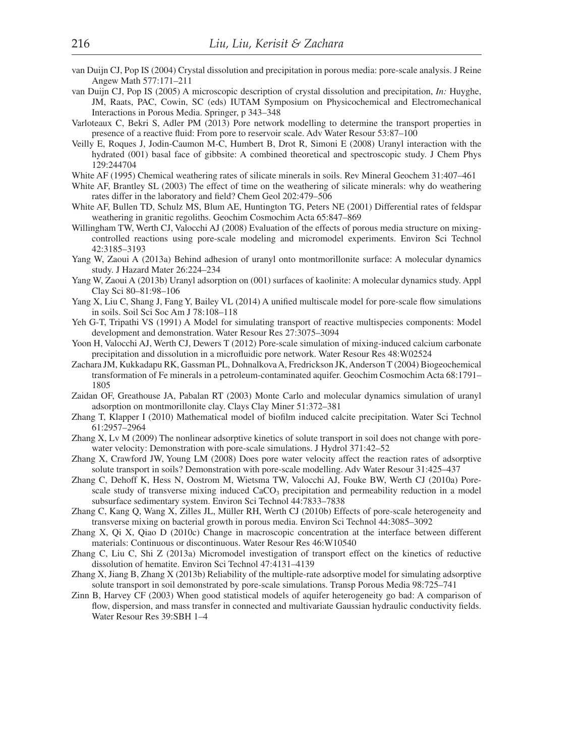van Duijn CJ, Pop IS (2004) Crystal dissolution and precipitation in porous media: pore-scale analysis. J Reine Angew Math 577:171–211

van Duijn CJ, Pop IS (2005) A microscopic description of crystal dissolution and precipitation, *In:* Huyghe, JM, Raats, PAC, Cowin, SC (eds) IUTAM Symposium on Physicochemical and Electromechanical Interactions in Porous Media. Springer, p 343–348

Varloteaux C, Bekri S, Adler PM (2013) Pore network modelling to determine the transport properties in presence of a reactive fluid: From pore to reservoir scale. Adv Water Resour 53:87–100

Veilly E, Roques J, Jodin-Caumon M-C, Humbert B, Drot R, Simoni E (2008) Uranyl interaction with the hydrated (001) basal face of gibbsite: A combined theoretical and spectroscopic study. J Chem Phys 129:244704

White AF (1995) Chemical weathering rates of silicate minerals in soils. Rev Mineral Geochem 31:407–461

White AF, Brantley SL (2003) The effect of time on the weathering of silicate minerals: why do weathering rates differ in the laboratory and field? Chem Geol 202:479–506

White AF, Bullen TD, Schulz MS, Blum AE, Huntington TG, Peters NE (2001) Differential rates of feldspar weathering in granitic regoliths. Geochim Cosmochim Acta 65:847–869

Willingham TW, Werth CJ, Valocchi AJ (2008) Evaluation of the effects of porous media structure on mixing-controlled reactions using pore-scale modeling and micromodel experiments. Environ Sci Technol 42:3185–3193

Yang W, Zaoui A (2013a) Behind adhesion of uranyl onto montmorillonite surface: A molecular dynamics study. J Hazard Mater 26:224–234

Yang W, Zaoui A (2013b) Uranyl adsorption on (001) surfaces of kaolinite: A molecular dynamics study. Appl Clay Sci 80–81:98–106

Yang X, Liu C, Shang J, Fang Y, Bailey VL (2014) A unified multiscale model for pore-scale flow simulations in soils. Soil Sci Soc Am J 78:108–118

Yeh G-T, Tripathi VS (1991) A Model for simulating transport of reactive multispecies components: Model development and demonstration. Water Resour Res 27:3075–3094

Yoon H, Valocchi AJ, Werth CJ, Dewers T (2012) Pore-scale simulation of mixing-induced calcium carbonate precipitation and dissolution in a microfluidic pore network. Water Resour Res 48:W02524

Zachara JM, Kukkadapu RK, Gassman PL, Dohnalkova A, Fredrickson JK, Anderson T (2004) Biogeochemical transformation of Fe minerals in a petroleum-contaminated aquifer. Geochim Cosmochim Acta 68:1791–1805

Zaidan OF, Greathouse JA, Pabalan RT (2003) Monte Carlo and molecular dynamics simulation of uranyl adsorption on montmorillonite clay. Clays Clay Miner 51:372–381

Zhang T, Klapper I (2010) Mathematical model of biofilm induced calcite precipitation. Water Sci Technol 61:2957–2964

Zhang X, Lv M (2009) The nonlinear adsorptive kinetics of solute transport in soil does not change with pore-water velocity: Demonstration with pore-scale simulations. J Hydrol 371:42–52

Zhang X, Crawford JW, Young LM (2008) Does pore water velocity affect the reaction rates of adsorptive solute transport in soils? Demonstration with pore-scale modelling. Adv Water Resour 31:425–437

Zhang C, Dehoff K, Hess N, Oostrom M, Wietsma TW, Valocchi AJ, Fouke BW, Werth CJ (2010a) Pore-scale study of transverse mixing induced $CaCO_3$ precipitation and permeability reduction in a model subsurface sedimentary system. Environ Sci Technol 44:7833–7838

Zhang C, Kang Q, Wang X, Zilles JL, Müller RH, Werth CJ (2010b) Effects of pore-scale heterogeneity and transverse mixing on bacterial growth in porous media. Environ Sci Technol 44:3085–3092

Zhang X, Qi X, Qiao D (2010c) Change in macroscopic concentration at the interface between different materials: Continuous or discontinuous. Water Resour Res 46:W10540

Zhang C, Liu C, Shi Z (2013a) Micromodel investigation of transport effect on the kinetics of reductive dissolution of hematite. Environ Sci Technol 47:4131–4139

Zhang X, Jiang B, Zhang X (2013b) Reliability of the multiple-rate adsorptive model for simulating adsorptive solute transport in soil demonstrated by pore-scale simulations. Transp Porous Media 98:725–741

Zinn B, Harvey CF (2003) When good statistical models of aquifer heterogeneity go bad: A comparison of flow, dispersion, and mass transfer in connected and multivariate Gaussian hydraulic conductivity fields. Water Resour Res 39:SBH 1–4